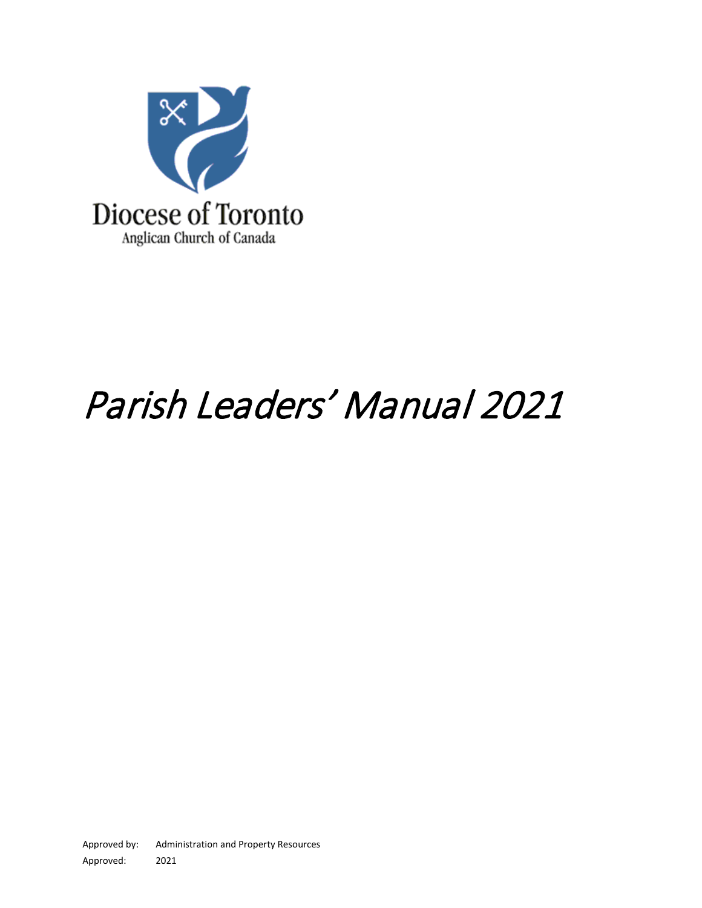Diocese of Toronto

Anglican Church of Canada

# *Parish Leaders' Manual 2021*

Approved by: Administration and Property Resources

Approved: 2021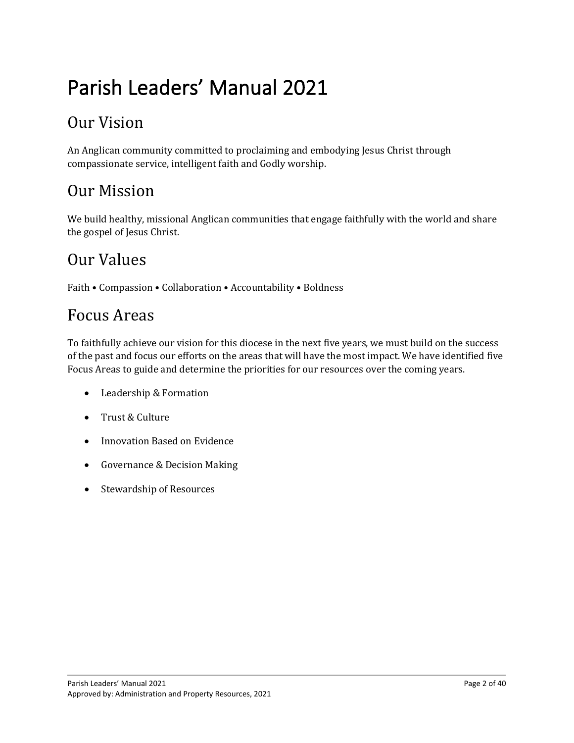# Parish Leaders' Manual 2021

## Our Vision

An Anglican community committed to proclaiming and embodying Jesus Christ through compassionate service, intelligent faith and Godly worship.

## Our Mission

We build healthy, missional Anglican communities that engage faithfully with the world and share the gospel of Jesus Christ.

## Our Values

Faith • Compassion • Collaboration • Accountability • Boldness

## Focus Areas

To faithfully achieve our vision for this diocese in the next five years, we must build on the success of the past and focus our efforts on the areas that will have the most impact. We have identified five Focus Areas to guide and determine the priorities for our resources over the coming years.

- Leadership & Formation
- Trust & Culture
- Innovation Based on Evidence
- Governance & Decision Making
- Stewardship of Resources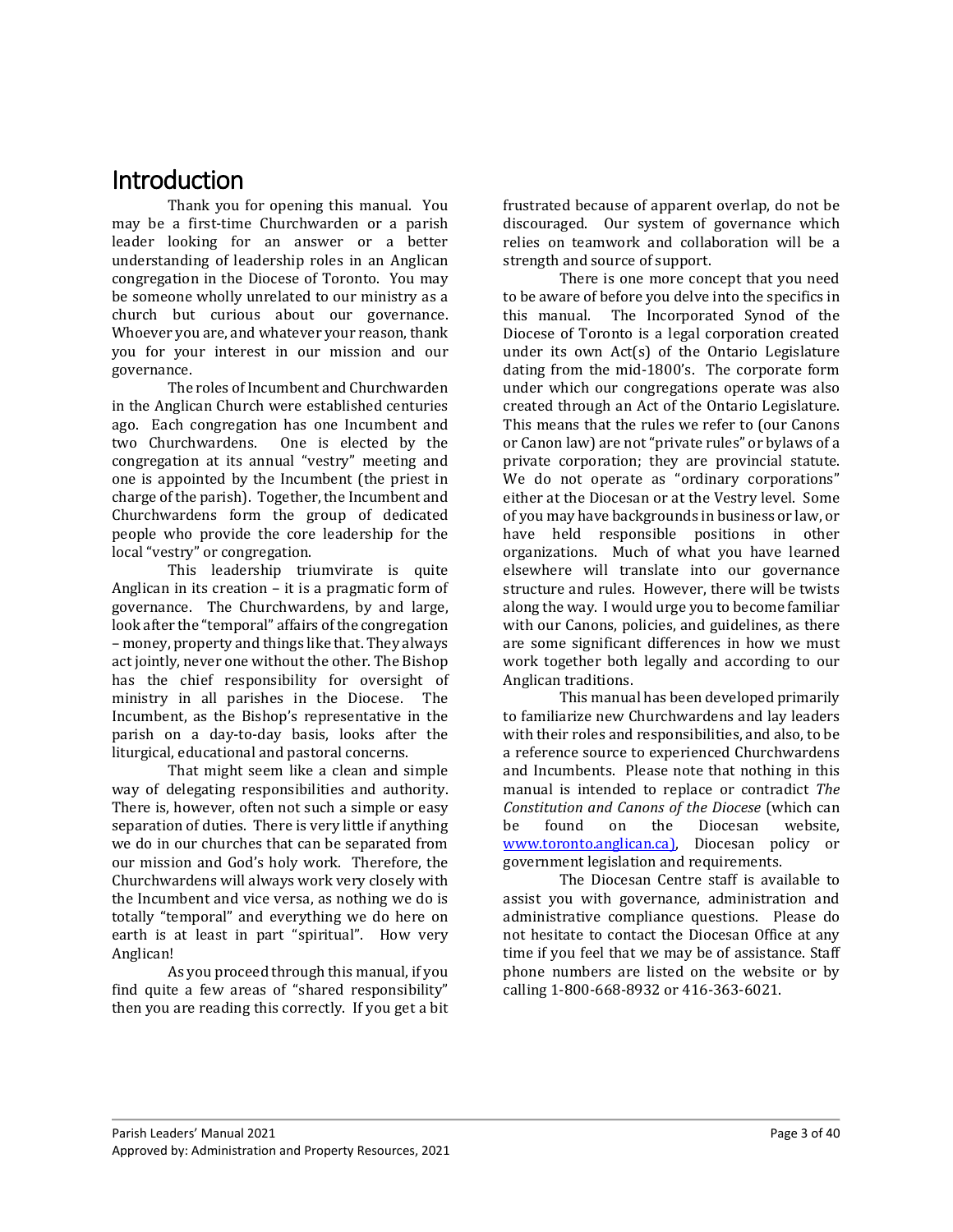# Introduction

Thank you for opening this manual. You may be a first-time Churchwarden or a parish leader looking for an answer or a better understanding of leadership roles in an Anglican congregation in the Diocese of Toronto. You may be someone wholly unrelated to our ministry as a church but curious about our governance. Whoever you are, and whatever your reason, thank you for your interest in our mission and our governance.

The roles of Incumbent and Churchwarden in the Anglican Church were established centuries ago. Each congregation has one Incumbent and two Churchwardens. One is elected by the congregation at its annual "vestry" meeting and one is appointed by the Incumbent (the priest in charge of the parish). Together, the Incumbent and Churchwardens form the group of dedicated people who provide the core leadership for the local "vestry" or congregation.

This leadership triumvirate is quite Anglican in its creation – it is a pragmatic form of governance. The Churchwardens, by and large, look after the "temporal" affairs of the congregation – money, property and things like that. They always act jointly, never one without the other. The Bishop has the chief responsibility for oversight of ministry in all parishes in the Diocese. The Incumbent, as the Bishop's representative in the parish on a day-to-day basis, looks after the liturgical, educational and pastoral concerns.

That might seem like a clean and simple way of delegating responsibilities and authority. There is, however, often not such a simple or easy separation of duties. There is very little if anything we do in our churches that can be separated from our mission and God's holy work. Therefore, the Churchwardens will always work very closely with the Incumbent and vice versa, as nothing we do is totally "temporal" and everything we do here on earth is at least in part "spiritual". How very Anglican!

As you proceed through this manual, if you find quite a few areas of "shared responsibility" then you are reading this correctly. If you get a bit frustrated because of apparent overlap, do not be discouraged. Our system of governance which relies on teamwork and collaboration will be a strength and source of support.

There is one more concept that you need to be aware of before you delve into the specifics in this manual. The Incorporated Synod of the Diocese of Toronto is a legal corporation created under its own Act(s) of the Ontario Legislature dating from the mid-1800's. The corporate form under which our congregations operate was also created through an Act of the Ontario Legislature. This means that the rules we refer to (our Canons or Canon law) are not "private rules" or bylaws of a private corporation; they are provincial statute. We do not operate as "ordinary corporations" either at the Diocesan or at the Vestry level. Some of you may have backgrounds in business or law, or have held responsible positions in other organizations. Much of what you have learned elsewhere will translate into our governance structure and rules. However, there will be twists along the way. I would urge you to become familiar with our Canons, policies, and guidelines, as there are some significant differences in how we must work together both legally and according to our Anglican traditions.

This manual has been developed primarily to familiarize new Churchwardens and lay leaders with their roles and responsibilities, and also, to be a reference source to experienced Churchwardens and Incumbents. Please note that nothing in this manual is intended to replace or contradict *The Constitution and Canons of the Diocese* (which can be found on the Diocesan website, www.toronto.anglican.ca), Diocesan policy or government legislation and requirements.

The Diocesan Centre staff is available to assist you with governance, administration and administrative compliance questions. Please do not hesitate to contact the Diocesan Office at any time if you feel that we may be of assistance. Staff phone numbers are listed on the website or by calling 1-800-668-8932 or 416-363-6021.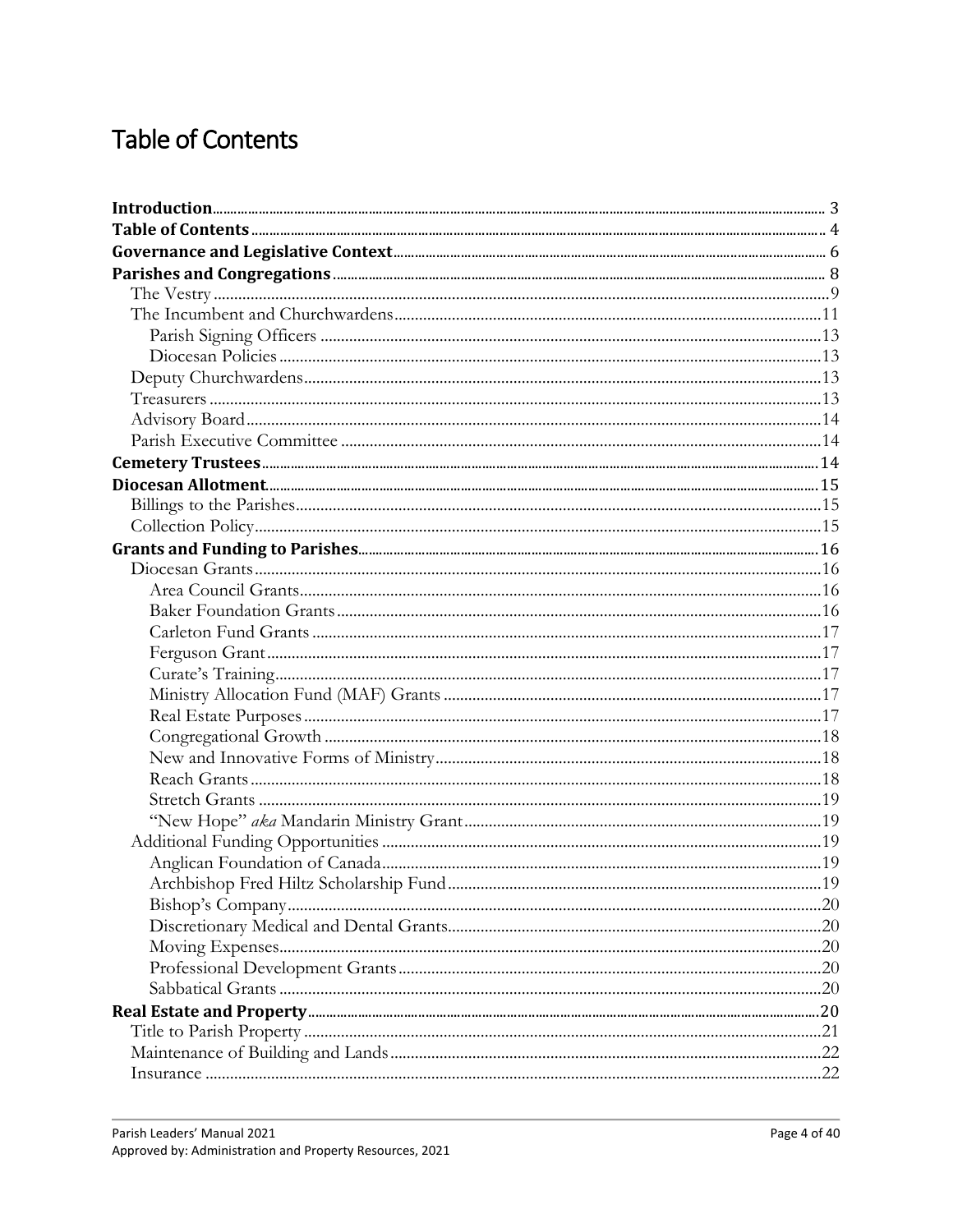# Table of Contents

**Introduction** ..... 3
**Table of Contents** ..... 4
**Governance and Legislative Context** ..... 6
**Parishes and Congregations** ..... 8
- The Vestry ..... 9
- The Incumbent and Churchwardens ..... 11
  - Parish Signing Officers ..... 13
  - Diocesan Policies ..... 13
- Deputy Churchwardens ..... 13
- Treasurers ..... 13
- Advisory Board ..... 14
- Parish Executive Committee ..... 14

**Cemetery Trustees** ..... 14
**Diocesan Allotment** ..... 15
- Billings to the Parishes ..... 15
- Collection Policy ..... 15

**Grants and Funding to Parishes** ..... 16
- Diocesan Grants ..... 16
  - Area Council Grants ..... 16
  - Baker Foundation Grants ..... 16
  - Carleton Fund Grants ..... 17
  - Ferguson Grant ..... 17
  - Curate's Training ..... 17
  - Ministry Allocation Fund (MAF) Grants ..... 17
  - Real Estate Purposes ..... 17
  - Congregational Growth ..... 18
  - New and Innovative Forms of Ministry ..... 18
  - Reach Grants ..... 18
  - Stretch Grants ..... 19
  - "New Hope" *aka* Mandarin Ministry Grant ..... 19
- Additional Funding Opportunities ..... 19
  - Anglican Foundation of Canada ..... 19
  - Archbishop Fred Hiltz Scholarship Fund ..... 19
  - Bishop's Company ..... 20
  - Discretionary Medical and Dental Grants ..... 20
  - Moving Expenses ..... 20
  - Professional Development Grants ..... 20
  - Sabbatical Grants ..... 20

**Real Estate and Property** ..... 20
- Title to Parish Property ..... 21
- Maintenance of Building and Lands ..... 22
- Insurance ..... 22

Parish Leaders' Manual 2021
Approved by: Administration and Property Resources, 2021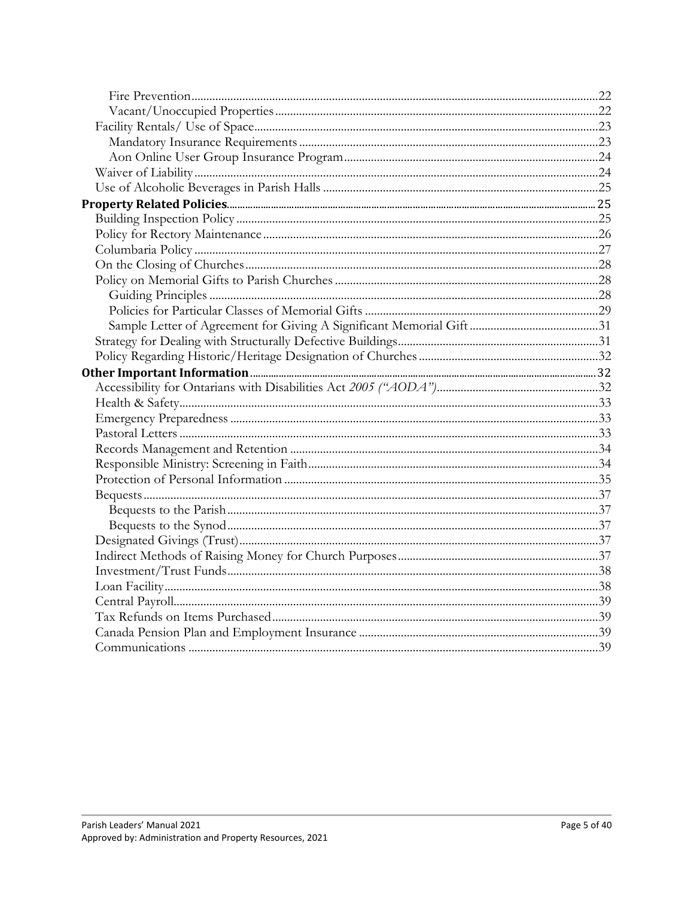- Fire Prevention ........ 22
- Vacant/Unoccupied Properties ........ 22
- Facility Rentals/ Use of Space ........ 23
  - Mandatory Insurance Requirements ........ 23
  - Aon Online User Group Insurance Program ........ 24
- Waiver of Liability ........ 24
- Use of Alcoholic Beverages in Parish Halls ........ 25

**Property Related Policies** ........ 25

- Building Inspection Policy ........ 25
- Policy for Rectory Maintenance ........ 26
- Columbaria Policy ........ 27
- On the Closing of Churches ........ 28
- Policy on Memorial Gifts to Parish Churches ........ 28
  - Guiding Principles ........ 28
  - Policies for Particular Classes of Memorial Gifts ........ 29
  - Sample Letter of Agreement for Giving A Significant Memorial Gift ........ 31
- Strategy for Dealing with Structurally Defective Buildings ........ 31
- Policy Regarding Historic/Heritage Designation of Churches ........ 32

**Other Important Information** ........ 32

- Accessibility for Ontarians with Disabilities Act *2005 ("AODA")* ........ 32
- Health & Safety ........ 33
- Emergency Preparedness ........ 33
- Pastoral Letters ........ 33
- Records Management and Retention ........ 34
- Responsible Ministry: Screening in Faith ........ 34
- Protection of Personal Information ........ 35
- Bequests ........ 37
  - Bequests to the Parish ........ 37
  - Bequests to the Synod ........ 37
- Designated Givings (Trust) ........ 37
- Indirect Methods of Raising Money for Church Purposes ........ 37
- Investment/Trust Funds ........ 38
- Loan Facility ........ 38
- Central Payroll ........ 39
- Tax Refunds on Items Purchased ........ 39
- Canada Pension Plan and Employment Insurance ........ 39
- Communications ........ 39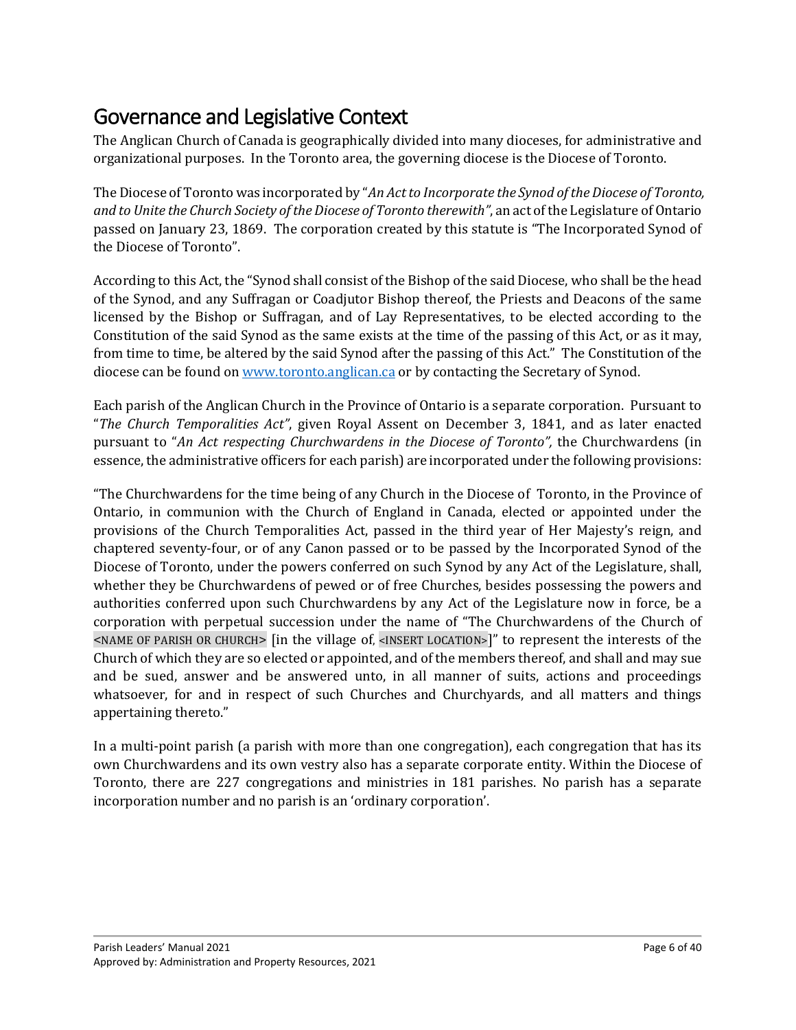# Governance and Legislative Context

The Anglican Church of Canada is geographically divided into many dioceses, for administrative and organizational purposes. In the Toronto area, the governing diocese is the Diocese of Toronto.

The Diocese of Toronto was incorporated by "*An Act to Incorporate the Synod of the Diocese of Toronto, and to Unite the Church Society of the Diocese of Toronto therewith*", an act of the Legislature of Ontario passed on January 23, 1869. The corporation created by this statute is "The Incorporated Synod of the Diocese of Toronto".

According to this Act, the "Synod shall consist of the Bishop of the said Diocese, who shall be the head of the Synod, and any Suffragan or Coadjutor Bishop thereof, the Priests and Deacons of the same licensed by the Bishop or Suffragan, and of Lay Representatives, to be elected according to the Constitution of the said Synod as the same exists at the time of the passing of this Act, or as it may, from time to time, be altered by the said Synod after the passing of this Act." The Constitution of the diocese can be found on [www.toronto.anglican.ca](http://www.toronto.anglican.ca) or by contacting the Secretary of Synod.

Each parish of the Anglican Church in the Province of Ontario is a separate corporation. Pursuant to "*The Church Temporalities Act*", given Royal Assent on December 3, 1841, and as later enacted pursuant to "*An Act respecting Churchwardens in the Diocese of Toronto*", the Churchwardens (in essence, the administrative officers for each parish) are incorporated under the following provisions:

"The Churchwardens for the time being of any Church in the Diocese of Toronto, in the Province of Ontario, in communion with the Church of England in Canada, elected or appointed under the provisions of the Church Temporalities Act, passed in the third year of Her Majesty's reign, and chaptered seventy-four, or of any Canon passed or to be passed by the Incorporated Synod of the Diocese of Toronto, under the powers conferred on such Synod by any Act of the Legislature, shall, whether they be Churchwardens of pewed or of free Churches, besides possessing the powers and authorities conferred upon such Churchwardens by any Act of the Legislature now in force, be a corporation with perpetual succession under the name of "The Churchwardens of the Church of <NAME OF PARISH OR CHURCH> [in the village of, <INSERT LOCATION>]" to represent the interests of the Church of which they are so elected or appointed, and of the members thereof, and shall and may sue and be sued, answer and be answered unto, in all manner of suits, actions and proceedings whatsoever, for and in respect of such Churches and Churchyards, and all matters and things appertaining thereto."

In a multi-point parish (a parish with more than one congregation), each congregation that has its own Churchwardens and its own vestry also has a separate corporate entity. Within the Diocese of Toronto, there are 227 congregations and ministries in 181 parishes. No parish has a separate incorporation number and no parish is an 'ordinary corporation'.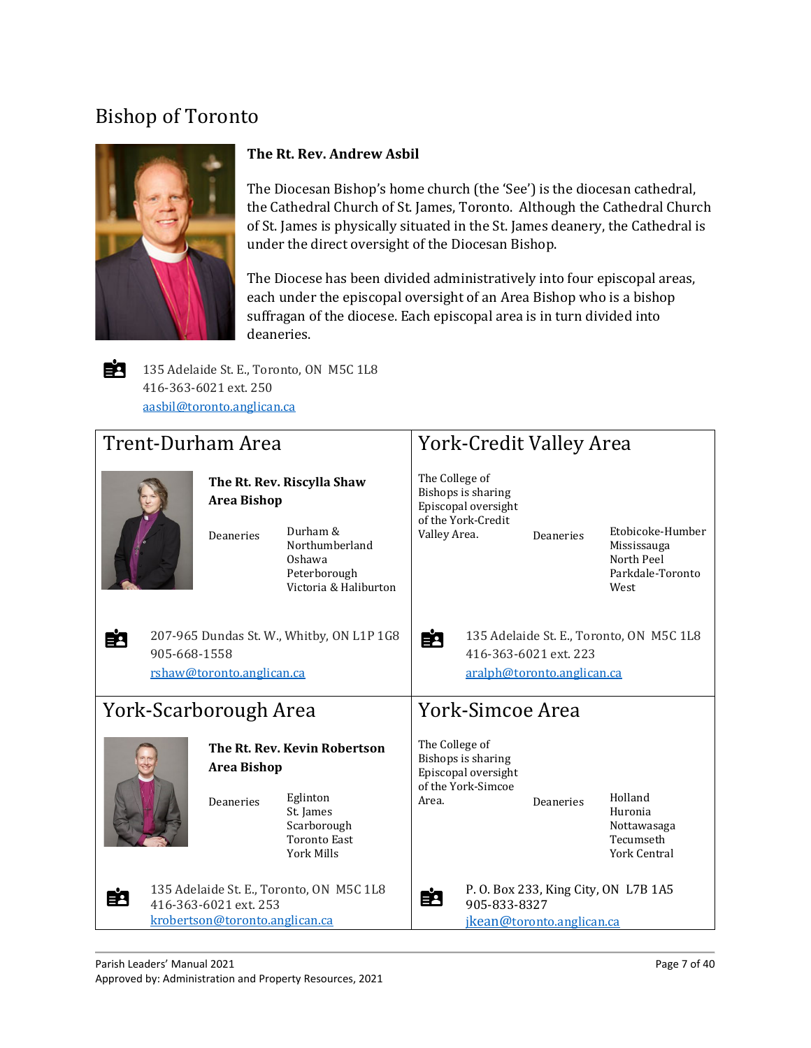## Bishop of Toronto

**The Rt. Rev. Andrew Asbil**

The Diocesan Bishop's home church (the 'See') is the diocesan cathedral, the Cathedral Church of St. James, Toronto. Although the Cathedral Church of St. James is physically situated in the St. James deanery, the Cathedral is under the direct oversight of the Diocesan Bishop.

The Diocese has been divided administratively into four episcopal areas, each under the episcopal oversight of an Area Bishop who is a bishop suffragan of the diocese. Each episcopal area is in turn divided into deaneries.

135 Adelaide St. E., Toronto, ON M5C 1L8
416-363-6021 ext. 250
aasbil@toronto.anglican.ca

### Trent-Durham Area

**The Rt. Rev. Riscylla Shaw**
**Area Bishop**

Deaneries:
- Durham & Northumberland
- Oshawa
- Peterborough
- Victoria & Haliburton

207-965 Dundas St. W., Whitby, ON L1P 1G8
905-668-1558
rshaw@toronto.anglican.ca

### York-Credit Valley Area

The College of Bishops is sharing Episcopal oversight of the York-Credit Valley Area.

Deaneries:
- Etobicoke-Humber
- Mississauga
- North Peel
- Parkdale-Toronto West

135 Adelaide St. E., Toronto, ON M5C 1L8
416-363-6021 ext. 223
aralph@toronto.anglican.ca

### York-Scarborough Area

**The Rt. Rev. Kevin Robertson**
**Area Bishop**

Deaneries:
- Eglinton
- St. James
- Scarborough
- Toronto East
- York Mills

135 Adelaide St. E., Toronto, ON M5C 1L8
416-363-6021 ext. 253
krobertson@toronto.anglican.ca

### York-Simcoe Area

The College of Bishops is sharing Episcopal oversight of the York-Simcoe Area.

Deaneries:
- Holland
- Huronia
- Nottawasaga
- Tecumseth
- York Central

P. O. Box 233, King City, ON L7B 1A5
905-833-8327
jkean@toronto.anglican.ca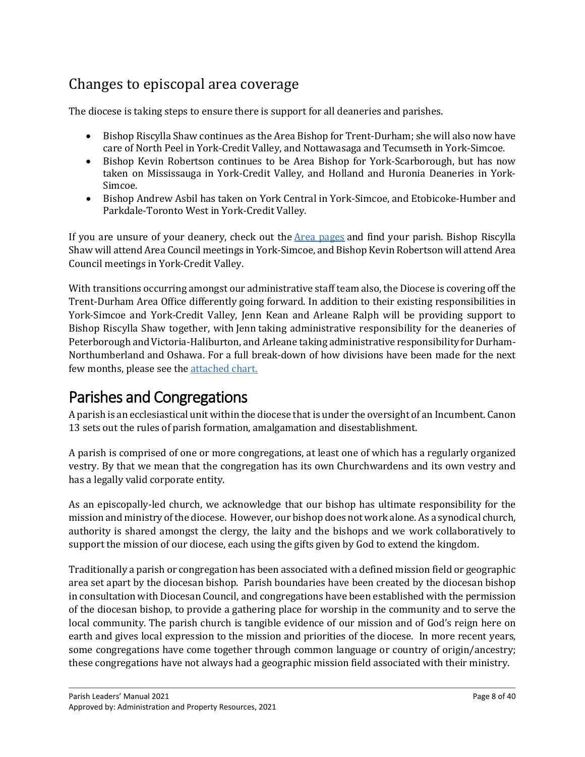## Changes to episcopal area coverage

The diocese is taking steps to ensure there is support for all deaneries and parishes.

- Bishop Riscylla Shaw continues as the Area Bishop for Trent-Durham; she will also now have care of North Peel in York-Credit Valley, and Nottawasaga and Tecumseth in York-Simcoe.
- Bishop Kevin Robertson continues to be Area Bishop for York-Scarborough, but has now taken on Mississauga in York-Credit Valley, and Holland and Huronia Deaneries in York-Simcoe.
- Bishop Andrew Asbil has taken on York Central in York-Simcoe, and Etobicoke-Humber and Parkdale-Toronto West in York-Credit Valley.

If you are unsure of your deanery, check out the Area pages and find your parish. Bishop Riscylla Shaw will attend Area Council meetings in York-Simcoe, and Bishop Kevin Robertson will attend Area Council meetings in York-Credit Valley.

With transitions occurring amongst our administrative staff team also, the Diocese is covering off the Trent-Durham Area Office differently going forward. In addition to their existing responsibilities in York-Simcoe and York-Credit Valley, Jenn Kean and Arleane Ralph will be providing support to Bishop Riscylla Shaw together, with Jenn taking administrative responsibility for the deaneries of Peterborough and Victoria-Haliburton, and Arleane taking administrative responsibility for Durham-Northumberland and Oshawa. For a full break-down of how divisions have been made for the next few months, please see the attached chart.

# Parishes and Congregations

A parish is an ecclesiastical unit within the diocese that is under the oversight of an Incumbent. Canon 13 sets out the rules of parish formation, amalgamation and disestablishment.

A parish is comprised of one or more congregations, at least one of which has a regularly organized vestry. By that we mean that the congregation has its own Churchwardens and its own vestry and has a legally valid corporate entity.

As an episcopally-led church, we acknowledge that our bishop has ultimate responsibility for the mission and ministry of the diocese. However, our bishop does not work alone. As a synodical church, authority is shared amongst the clergy, the laity and the bishops and we work collaboratively to support the mission of our diocese, each using the gifts given by God to extend the kingdom.

Traditionally a parish or congregation has been associated with a defined mission field or geographic area set apart by the diocesan bishop. Parish boundaries have been created by the diocesan bishop in consultation with Diocesan Council, and congregations have been established with the permission of the diocesan bishop, to provide a gathering place for worship in the community and to serve the local community. The parish church is tangible evidence of our mission and of God's reign here on earth and gives local expression to the mission and priorities of the diocese. In more recent years, some congregations have come together through common language or country of origin/ancestry; these congregations have not always had a geographic mission field associated with their ministry.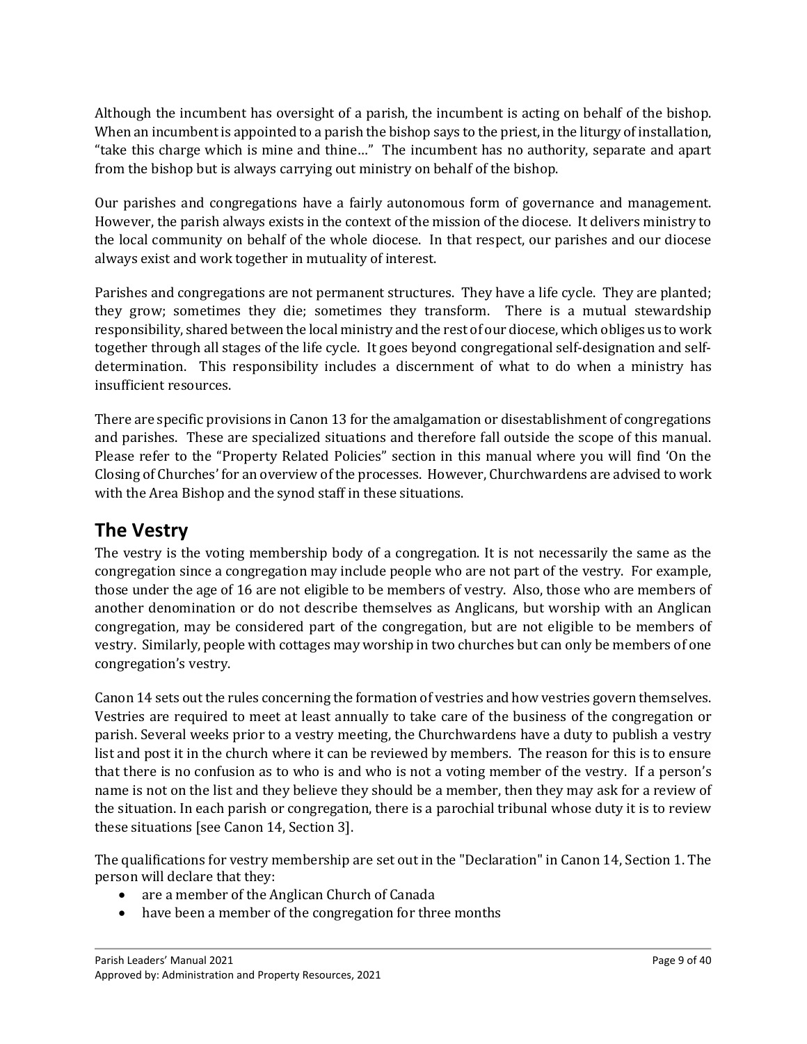Although the incumbent has oversight of a parish, the incumbent is acting on behalf of the bishop. When an incumbent is appointed to a parish the bishop says to the priest, in the liturgy of installation, "take this charge which is mine and thine…" The incumbent has no authority, separate and apart from the bishop but is always carrying out ministry on behalf of the bishop.

Our parishes and congregations have a fairly autonomous form of governance and management. However, the parish always exists in the context of the mission of the diocese. It delivers ministry to the local community on behalf of the whole diocese. In that respect, our parishes and our diocese always exist and work together in mutuality of interest.

Parishes and congregations are not permanent structures. They have a life cycle. They are planted; they grow; sometimes they die; sometimes they transform. There is a mutual stewardship responsibility, shared between the local ministry and the rest of our diocese, which obliges us to work together through all stages of the life cycle. It goes beyond congregational self-designation and self-determination. This responsibility includes a discernment of what to do when a ministry has insufficient resources.

There are specific provisions in Canon 13 for the amalgamation or disestablishment of congregations and parishes. These are specialized situations and therefore fall outside the scope of this manual. Please refer to the "Property Related Policies" section in this manual where you will find 'On the Closing of Churches' for an overview of the processes. However, Churchwardens are advised to work with the Area Bishop and the synod staff in these situations.

## The Vestry

The vestry is the voting membership body of a congregation. It is not necessarily the same as the congregation since a congregation may include people who are not part of the vestry. For example, those under the age of 16 are not eligible to be members of vestry. Also, those who are members of another denomination or do not describe themselves as Anglicans, but worship with an Anglican congregation, may be considered part of the congregation, but are not eligible to be members of vestry. Similarly, people with cottages may worship in two churches but can only be members of one congregation's vestry.

Canon 14 sets out the rules concerning the formation of vestries and how vestries govern themselves. Vestries are required to meet at least annually to take care of the business of the congregation or parish. Several weeks prior to a vestry meeting, the Churchwardens have a duty to publish a vestry list and post it in the church where it can be reviewed by members. The reason for this is to ensure that there is no confusion as to who is and who is not a voting member of the vestry. If a person's name is not on the list and they believe they should be a member, then they may ask for a review of the situation. In each parish or congregation, there is a parochial tribunal whose duty it is to review these situations [see Canon 14, Section 3].

The qualifications for vestry membership are set out in the "Declaration" in Canon 14, Section 1. The person will declare that they:

- are a member of the Anglican Church of Canada
- have been a member of the congregation for three months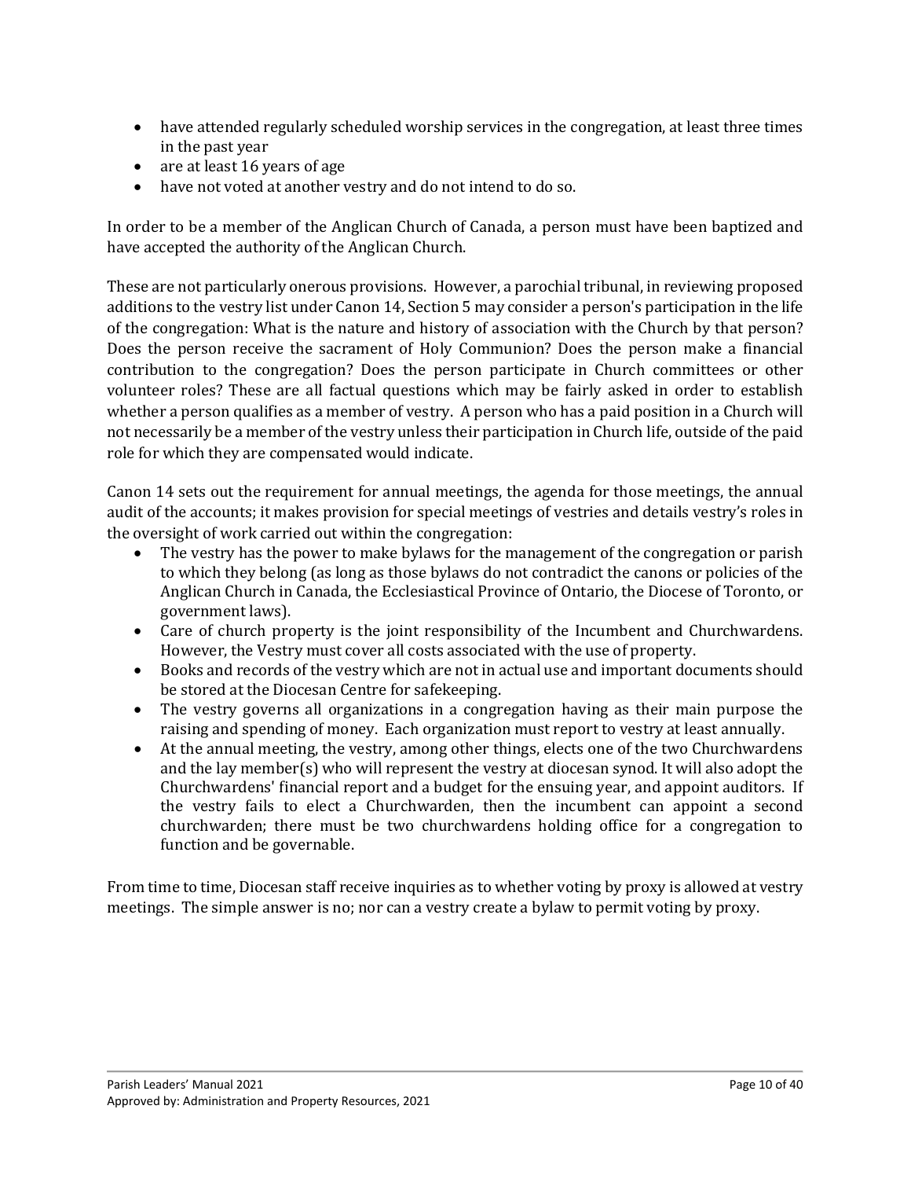- have attended regularly scheduled worship services in the congregation, at least three times in the past year
- are at least 16 years of age
- have not voted at another vestry and do not intend to do so.

In order to be a member of the Anglican Church of Canada, a person must have been baptized and have accepted the authority of the Anglican Church.

These are not particularly onerous provisions. However, a parochial tribunal, in reviewing proposed additions to the vestry list under Canon 14, Section 5 may consider a person's participation in the life of the congregation: What is the nature and history of association with the Church by that person? Does the person receive the sacrament of Holy Communion? Does the person make a financial contribution to the congregation? Does the person participate in Church committees or other volunteer roles? These are all factual questions which may be fairly asked in order to establish whether a person qualifies as a member of vestry. A person who has a paid position in a Church will not necessarily be a member of the vestry unless their participation in Church life, outside of the paid role for which they are compensated would indicate.

Canon 14 sets out the requirement for annual meetings, the agenda for those meetings, the annual audit of the accounts; it makes provision for special meetings of vestries and details vestry's roles in the oversight of work carried out within the congregation:

- The vestry has the power to make bylaws for the management of the congregation or parish to which they belong (as long as those bylaws do not contradict the canons or policies of the Anglican Church in Canada, the Ecclesiastical Province of Ontario, the Diocese of Toronto, or government laws).
- Care of church property is the joint responsibility of the Incumbent and Churchwardens. However, the Vestry must cover all costs associated with the use of property.
- Books and records of the vestry which are not in actual use and important documents should be stored at the Diocesan Centre for safekeeping.
- The vestry governs all organizations in a congregation having as their main purpose the raising and spending of money. Each organization must report to vestry at least annually.
- At the annual meeting, the vestry, among other things, elects one of the two Churchwardens and the lay member(s) who will represent the vestry at diocesan synod. It will also adopt the Churchwardens' financial report and a budget for the ensuing year, and appoint auditors. If the vestry fails to elect a Churchwarden, then the incumbent can appoint a second churchwarden; there must be two churchwardens holding office for a congregation to function and be governable.

From time to time, Diocesan staff receive inquiries as to whether voting by proxy is allowed at vestry meetings. The simple answer is no; nor can a vestry create a bylaw to permit voting by proxy.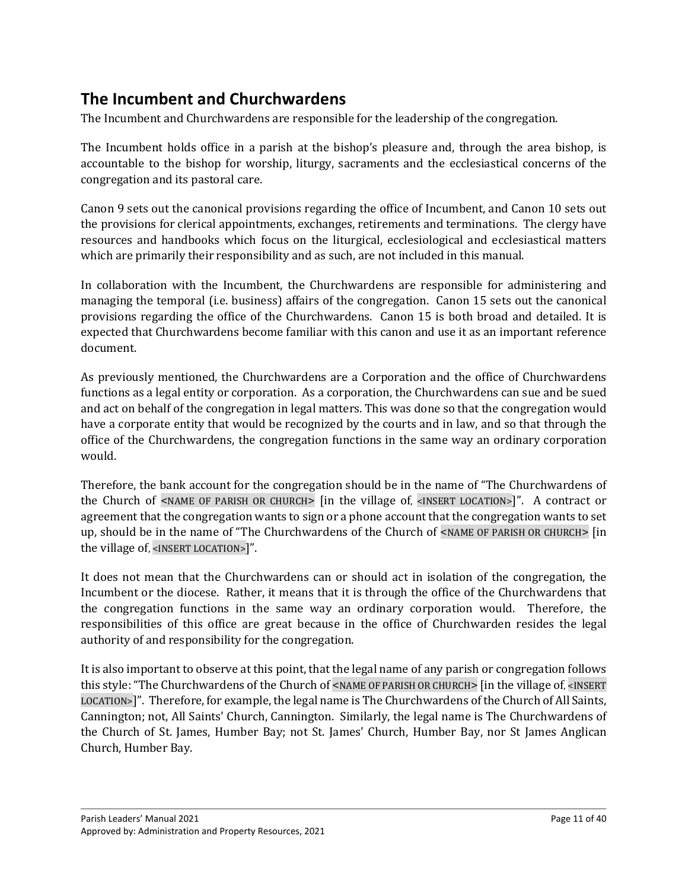## The Incumbent and Churchwardens

The Incumbent and Churchwardens are responsible for the leadership of the congregation.

The Incumbent holds office in a parish at the bishop's pleasure and, through the area bishop, is accountable to the bishop for worship, liturgy, sacraments and the ecclesiastical concerns of the congregation and its pastoral care.

Canon 9 sets out the canonical provisions regarding the office of Incumbent, and Canon 10 sets out the provisions for clerical appointments, exchanges, retirements and terminations. The clergy have resources and handbooks which focus on the liturgical, ecclesiological and ecclesiastical matters which are primarily their responsibility and as such, are not included in this manual.

In collaboration with the Incumbent, the Churchwardens are responsible for administering and managing the temporal (i.e. business) affairs of the congregation. Canon 15 sets out the canonical provisions regarding the office of the Churchwardens. Canon 15 is both broad and detailed. It is expected that Churchwardens become familiar with this canon and use it as an important reference document.

As previously mentioned, the Churchwardens are a Corporation and the office of Churchwardens functions as a legal entity or corporation. As a corporation, the Churchwardens can sue and be sued and act on behalf of the congregation in legal matters. This was done so that the congregation would have a corporate entity that would be recognized by the courts and in law, and so that through the office of the Churchwardens, the congregation functions in the same way an ordinary corporation would.

Therefore, the bank account for the congregation should be in the name of "The Churchwardens of the Church of <NAME OF PARISH OR CHURCH> [in the village of, <INSERT LOCATION>]". A contract or agreement that the congregation wants to sign or a phone account that the congregation wants to set up, should be in the name of "The Churchwardens of the Church of <NAME OF PARISH OR CHURCH> [in the village of, <INSERT LOCATION>]".

It does not mean that the Churchwardens can or should act in isolation of the congregation, the Incumbent or the diocese. Rather, it means that it is through the office of the Churchwardens that the congregation functions in the same way an ordinary corporation would. Therefore, the responsibilities of this office are great because in the office of Churchwarden resides the legal authority of and responsibility for the congregation.

It is also important to observe at this point, that the legal name of any parish or congregation follows this style: "The Churchwardens of the Church of <NAME OF PARISH OR CHURCH> [in the village of, <INSERT LOCATION>]". Therefore, for example, the legal name is The Churchwardens of the Church of All Saints, Cannington; not, All Saints' Church, Cannington. Similarly, the legal name is The Churchwardens of the Church of St. James, Humber Bay; not St. James' Church, Humber Bay, nor St James Anglican Church, Humber Bay.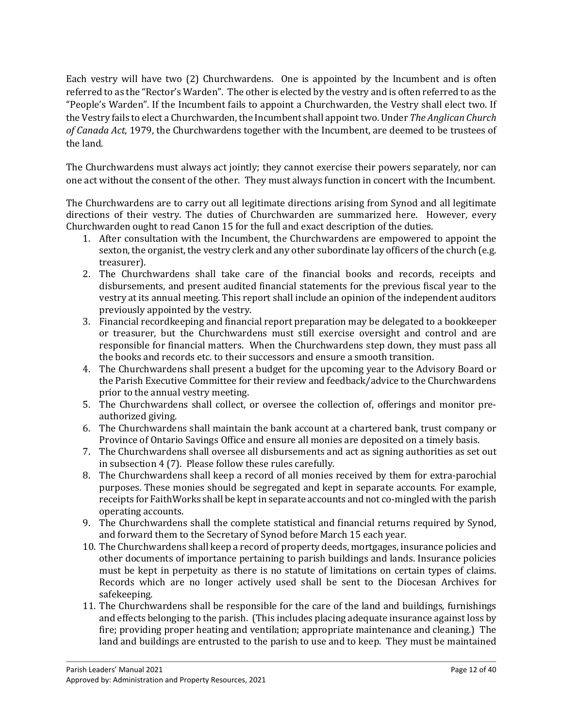Each vestry will have two (2) Churchwardens. One is appointed by the Incumbent and is often referred to as the "Rector's Warden". The other is elected by the vestry and is often referred to as the "People's Warden". If the Incumbent fails to appoint a Churchwarden, the Vestry shall elect two. If the Vestry fails to elect a Churchwarden, the Incumbent shall appoint two. Under *The Anglican Church of Canada Act*, 1979, the Churchwardens together with the Incumbent, are deemed to be trustees of the land.

The Churchwardens must always act jointly; they cannot exercise their powers separately, nor can one act without the consent of the other. They must always function in concert with the Incumbent.

The Churchwardens are to carry out all legitimate directions arising from Synod and all legitimate directions of their vestry. The duties of Churchwarden are summarized here. However, every Churchwarden ought to read Canon 15 for the full and exact description of the duties.

1. After consultation with the Incumbent, the Churchwardens are empowered to appoint the sexton, the organist, the vestry clerk and any other subordinate lay officers of the church (e.g. treasurer).
2. The Churchwardens shall take care of the financial books and records, receipts and disbursements, and present audited financial statements for the previous fiscal year to the vestry at its annual meeting. This report shall include an opinion of the independent auditors previously appointed by the vestry.
3. Financial recordkeeping and financial report preparation may be delegated to a bookkeeper or treasurer, but the Churchwardens must still exercise oversight and control and are responsible for financial matters. When the Churchwardens step down, they must pass all the books and records etc. to their successors and ensure a smooth transition.
4. The Churchwardens shall present a budget for the upcoming year to the Advisory Board or the Parish Executive Committee for their review and feedback/advice to the Churchwardens prior to the annual vestry meeting.
5. The Churchwardens shall collect, or oversee the collection of, offerings and monitor pre-authorized giving.
6. The Churchwardens shall maintain the bank account at a chartered bank, trust company or Province of Ontario Savings Office and ensure all monies are deposited on a timely basis.
7. The Churchwardens shall oversee all disbursements and act as signing authorities as set out in subsection 4 (7). Please follow these rules carefully.
8. The Churchwardens shall keep a record of all monies received by them for extra-parochial purposes. These monies should be segregated and kept in separate accounts. For example, receipts for FaithWorks shall be kept in separate accounts and not co-mingled with the parish operating accounts.
9. The Churchwardens shall the complete statistical and financial returns required by Synod, and forward them to the Secretary of Synod before March 15 each year.
10. The Churchwardens shall keep a record of property deeds, mortgages, insurance policies and other documents of importance pertaining to parish buildings and lands. Insurance policies must be kept in perpetuity as there is no statute of limitations on certain types of claims. Records which are no longer actively used shall be sent to the Diocesan Archives for safekeeping.
11. The Churchwardens shall be responsible for the care of the land and buildings, furnishings and effects belonging to the parish. (This includes placing adequate insurance against loss by fire; providing proper heating and ventilation; appropriate maintenance and cleaning.) The land and buildings are entrusted to the parish to use and to keep. They must be maintained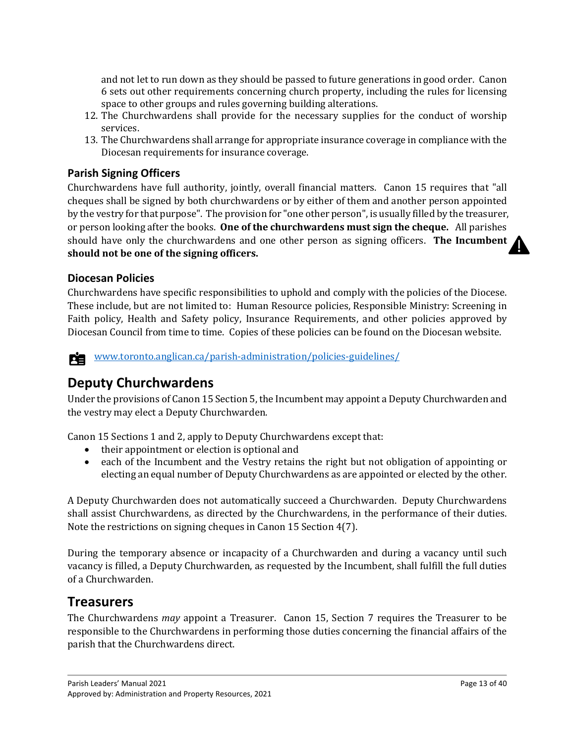and not let to run down as they should be passed to future generations in good order. Canon 6 sets out other requirements concerning church property, including the rules for licensing space to other groups and rules governing building alterations.

12. The Churchwardens shall provide for the necessary supplies for the conduct of worship services.
13. The Churchwardens shall arrange for appropriate insurance coverage in compliance with the Diocesan requirements for insurance coverage.

### Parish Signing Officers

Churchwardens have full authority, jointly, overall financial matters. Canon 15 requires that "all cheques shall be signed by both churchwardens or by either of them and another person appointed by the vestry for that purpose". The provision for "one other person", is usually filled by the treasurer, or person looking after the books. **One of the churchwardens must sign the cheque.** All parishes should have only the churchwardens and one other person as signing officers. **The Incumbent should not be one of the signing officers.**

### Diocesan Policies

Churchwardens have specific responsibilities to uphold and comply with the policies of the Diocese. These include, but are not limited to: Human Resource policies, Responsible Ministry: Screening in Faith policy, Health and Safety policy, Insurance Requirements, and other policies approved by Diocesan Council from time to time. Copies of these policies can be found on the Diocesan website.

www.toronto.anglican.ca/parish-administration/policies-guidelines/

## Deputy Churchwardens

Under the provisions of Canon 15 Section 5, the Incumbent may appoint a Deputy Churchwarden and the vestry may elect a Deputy Churchwarden.

Canon 15 Sections 1 and 2, apply to Deputy Churchwardens except that:

- their appointment or election is optional and
- each of the Incumbent and the Vestry retains the right but not obligation of appointing or electing an equal number of Deputy Churchwardens as are appointed or elected by the other.

A Deputy Churchwarden does not automatically succeed a Churchwarden. Deputy Churchwardens shall assist Churchwardens, as directed by the Churchwardens, in the performance of their duties. Note the restrictions on signing cheques in Canon 15 Section 4(7).

During the temporary absence or incapacity of a Churchwarden and during a vacancy until such vacancy is filled, a Deputy Churchwarden, as requested by the Incumbent, shall fulfill the full duties of a Churchwarden.

## Treasurers

The Churchwardens *may* appoint a Treasurer. Canon 15, Section 7 requires the Treasurer to be responsible to the Churchwardens in performing those duties concerning the financial affairs of the parish that the Churchwardens direct.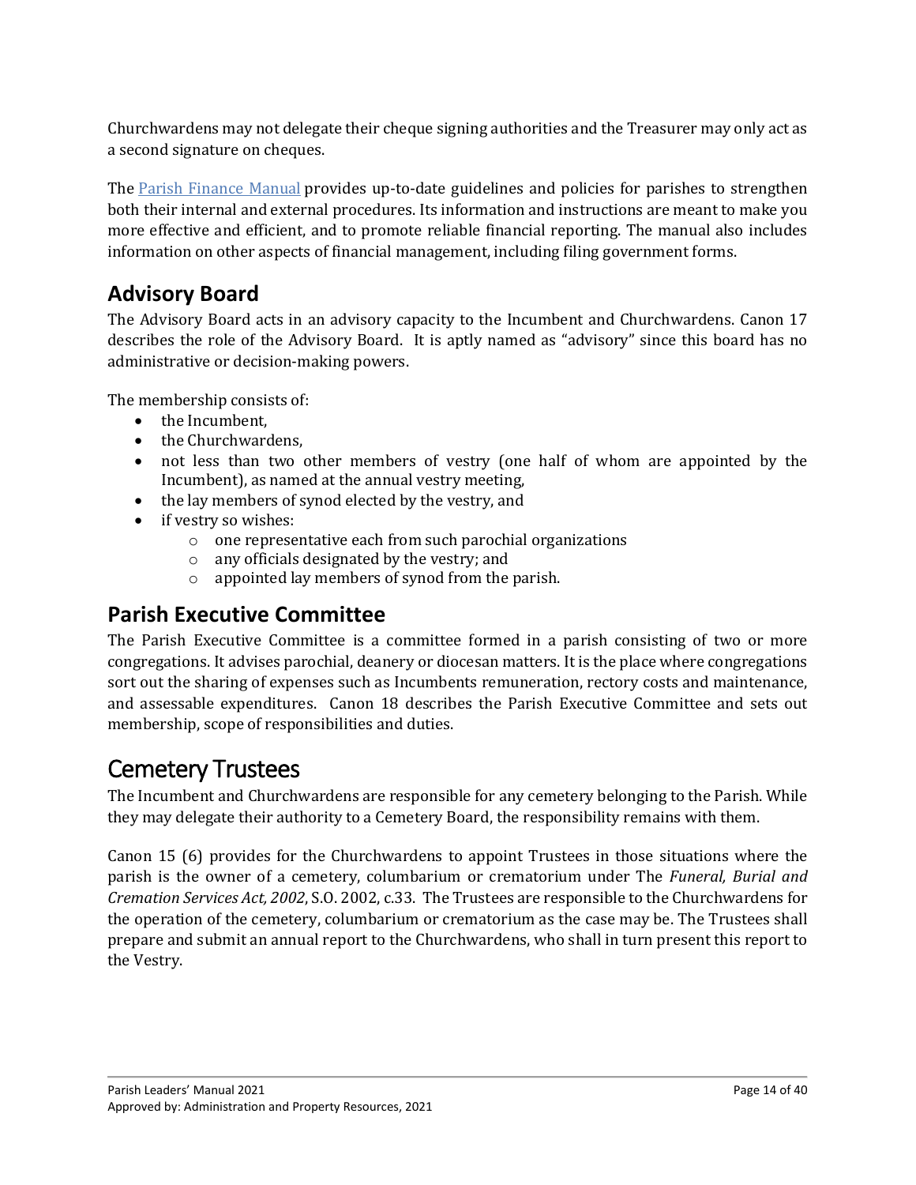Churchwardens may not delegate their cheque signing authorities and the Treasurer may only act as a second signature on cheques.

The Parish Finance Manual provides up-to-date guidelines and policies for parishes to strengthen both their internal and external procedures. Its information and instructions are meant to make you more effective and efficient, and to promote reliable financial reporting. The manual also includes information on other aspects of financial management, including filing government forms.

## Advisory Board

The Advisory Board acts in an advisory capacity to the Incumbent and Churchwardens. Canon 17 describes the role of the Advisory Board. It is aptly named as "advisory" since this board has no administrative or decision-making powers.

The membership consists of:

- the Incumbent,
- the Churchwardens,
- not less than two other members of vestry (one half of whom are appointed by the Incumbent), as named at the annual vestry meeting,
- the lay members of synod elected by the vestry, and
- if vestry so wishes:
  - one representative each from such parochial organizations
  - any officials designated by the vestry; and
  - appointed lay members of synod from the parish.

## Parish Executive Committee

The Parish Executive Committee is a committee formed in a parish consisting of two or more congregations. It advises parochial, deanery or diocesan matters. It is the place where congregations sort out the sharing of expenses such as Incumbents remuneration, rectory costs and maintenance, and assessable expenditures. Canon 18 describes the Parish Executive Committee and sets out membership, scope of responsibilities and duties.

# Cemetery Trustees

The Incumbent and Churchwardens are responsible for any cemetery belonging to the Parish. While they may delegate their authority to a Cemetery Board, the responsibility remains with them.

Canon 15 (6) provides for the Churchwardens to appoint Trustees in those situations where the parish is the owner of a cemetery, columbarium or crematorium under The *Funeral, Burial and Cremation Services Act, 2002*, S.O. 2002, c.33. The Trustees are responsible to the Churchwardens for the operation of the cemetery, columbarium or crematorium as the case may be. The Trustees shall prepare and submit an annual report to the Churchwardens, who shall in turn present this report to the Vestry.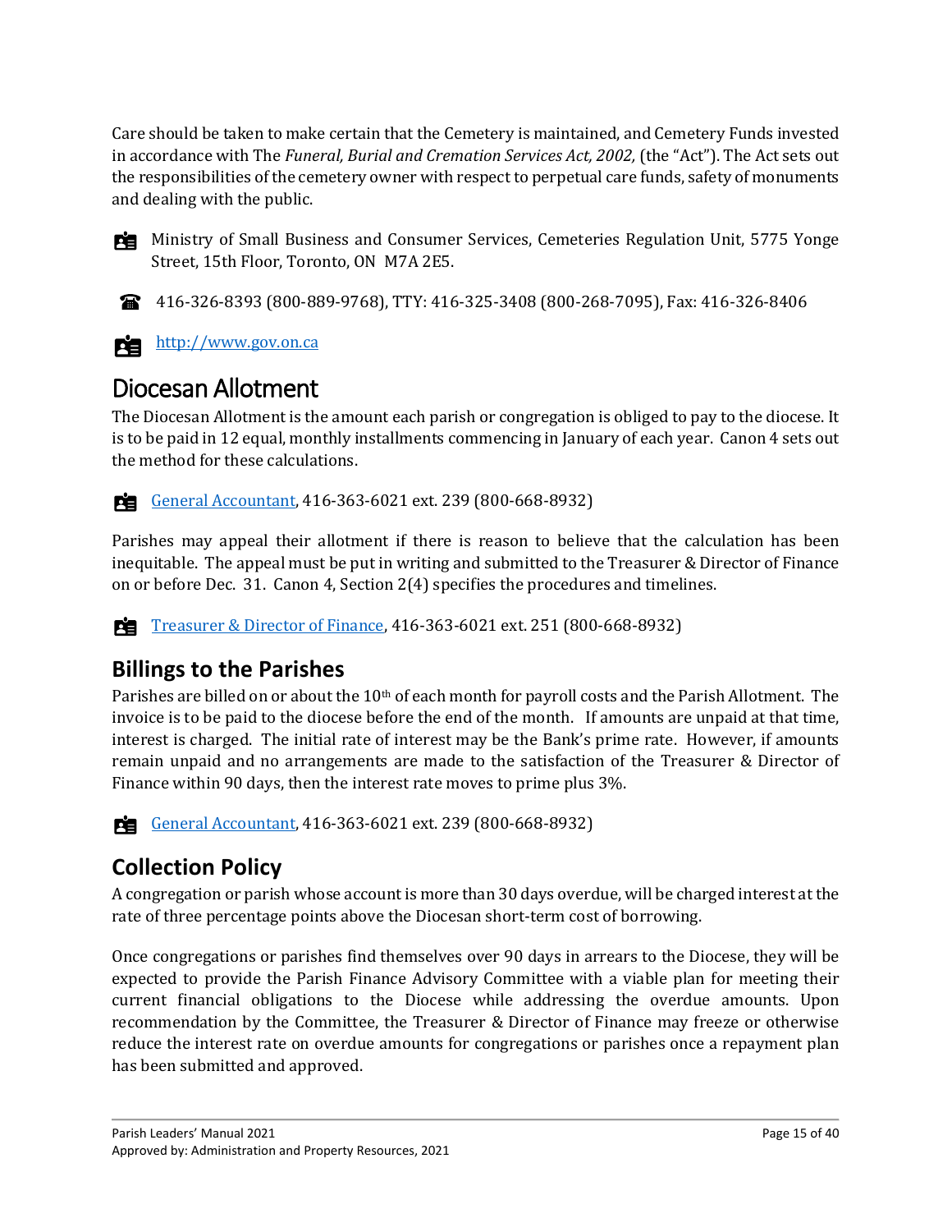Care should be taken to make certain that the Cemetery is maintained, and Cemetery Funds invested in accordance with The *Funeral, Burial and Cremation Services Act, 2002,* (the "Act"). The Act sets out the responsibilities of the cemetery owner with respect to perpetual care funds, safety of monuments and dealing with the public.

Ministry of Small Business and Consumer Services, Cemeteries Regulation Unit, 5775 Yonge Street, 15th Floor, Toronto, ON M7A 2E5.

416-326-8393 (800-889-9768), TTY: 416-325-3408 (800-268-7095), Fax: 416-326-8406

[http://www.gov.on.ca](http://www.gov.on.ca)

# Diocesan Allotment

The Diocesan Allotment is the amount each parish or congregation is obliged to pay to the diocese. It is to be paid in 12 equal, monthly installments commencing in January of each year. Canon 4 sets out the method for these calculations.

General Accountant, 416-363-6021 ext. 239 (800-668-8932)

Parishes may appeal their allotment if there is reason to believe that the calculation has been inequitable. The appeal must be put in writing and submitted to the Treasurer & Director of Finance on or before Dec. 31. Canon 4, Section 2(4) specifies the procedures and timelines.

Treasurer & Director of Finance, 416-363-6021 ext. 251 (800-668-8932)

## Billings to the Parishes

Parishes are billed on or about the 10th of each month for payroll costs and the Parish Allotment. The invoice is to be paid to the diocese before the end of the month. If amounts are unpaid at that time, interest is charged. The initial rate of interest may be the Bank's prime rate. However, if amounts remain unpaid and no arrangements are made to the satisfaction of the Treasurer & Director of Finance within 90 days, then the interest rate moves to prime plus 3%.

General Accountant, 416-363-6021 ext. 239 (800-668-8932)

## Collection Policy

A congregation or parish whose account is more than 30 days overdue, will be charged interest at the rate of three percentage points above the Diocesan short-term cost of borrowing.

Once congregations or parishes find themselves over 90 days in arrears to the Diocese, they will be expected to provide the Parish Finance Advisory Committee with a viable plan for meeting their current financial obligations to the Diocese while addressing the overdue amounts. Upon recommendation by the Committee, the Treasurer & Director of Finance may freeze or otherwise reduce the interest rate on overdue amounts for congregations or parishes once a repayment plan has been submitted and approved.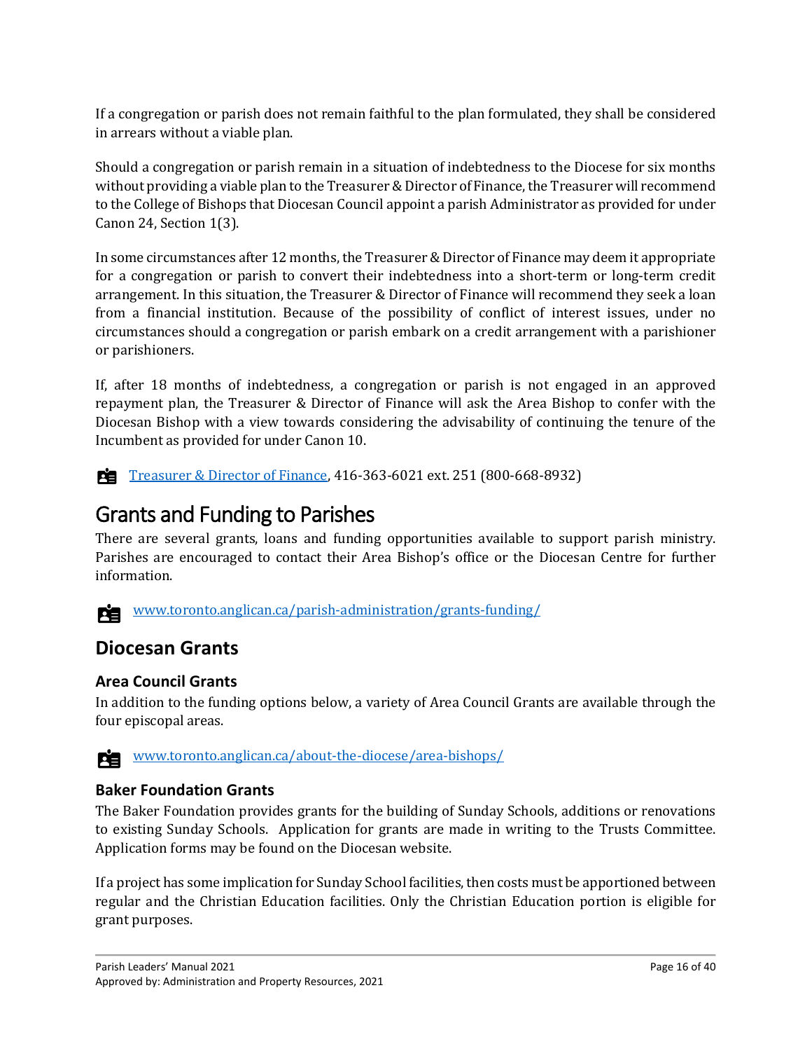If a congregation or parish does not remain faithful to the plan formulated, they shall be considered in arrears without a viable plan.

Should a congregation or parish remain in a situation of indebtedness to the Diocese for six months without providing a viable plan to the Treasurer & Director of Finance, the Treasurer will recommend to the College of Bishops that Diocesan Council appoint a parish Administrator as provided for under Canon 24, Section 1(3).

In some circumstances after 12 months, the Treasurer & Director of Finance may deem it appropriate for a congregation or parish to convert their indebtedness into a short-term or long-term credit arrangement. In this situation, the Treasurer & Director of Finance will recommend they seek a loan from a financial institution. Because of the possibility of conflict of interest issues, under no circumstances should a congregation or parish embark on a credit arrangement with a parishioner or parishioners.

If, after 18 months of indebtedness, a congregation or parish is not engaged in an approved repayment plan, the Treasurer & Director of Finance will ask the Area Bishop to confer with the Diocesan Bishop with a view towards considering the advisability of continuing the tenure of the Incumbent as provided for under Canon 10.

Treasurer & Director of Finance, 416-363-6021 ext. 251 (800-668-8932)

# Grants and Funding to Parishes

There are several grants, loans and funding opportunities available to support parish ministry. Parishes are encouraged to contact their Area Bishop's office or the Diocesan Centre for further information.

www.toronto.anglican.ca/parish-administration/grants-funding/

## Diocesan Grants

### Area Council Grants

In addition to the funding options below, a variety of Area Council Grants are available through the four episcopal areas.

www.toronto.anglican.ca/about-the-diocese/area-bishops/

### Baker Foundation Grants

The Baker Foundation provides grants for the building of Sunday Schools, additions or renovations to existing Sunday Schools. Application for grants are made in writing to the Trusts Committee. Application forms may be found on the Diocesan website.

If a project has some implication for Sunday School facilities, then costs must be apportioned between regular and the Christian Education facilities. Only the Christian Education portion is eligible for grant purposes.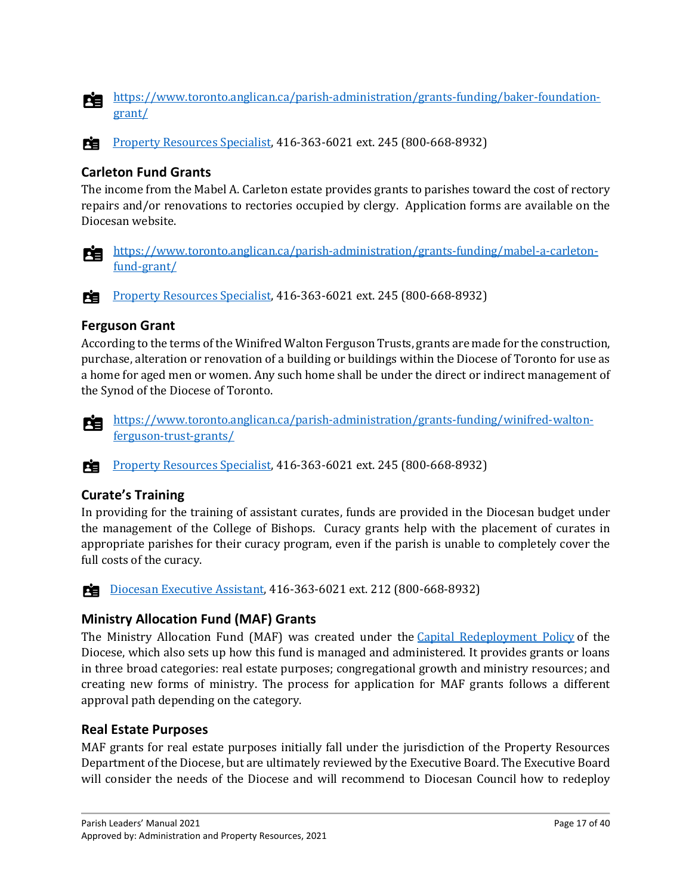https://www.toronto.anglican.ca/parish-administration/grants-funding/baker-foundation-grant/

Property Resources Specialist, 416-363-6021 ext. 245 (800-668-8932)

### Carleton Fund Grants

The income from the Mabel A. Carleton estate provides grants to parishes toward the cost of rectory repairs and/or renovations to rectories occupied by clergy. Application forms are available on the Diocesan website.

https://www.toronto.anglican.ca/parish-administration/grants-funding/mabel-a-carleton-fund-grant/

Property Resources Specialist, 416-363-6021 ext. 245 (800-668-8932)

### Ferguson Grant

According to the terms of the Winifred Walton Ferguson Trusts, grants are made for the construction, purchase, alteration or renovation of a building or buildings within the Diocese of Toronto for use as a home for aged men or women. Any such home shall be under the direct or indirect management of the Synod of the Diocese of Toronto.

https://www.toronto.anglican.ca/parish-administration/grants-funding/winifred-walton-ferguson-trust-grants/

Property Resources Specialist, 416-363-6021 ext. 245 (800-668-8932)

### Curate's Training

In providing for the training of assistant curates, funds are provided in the Diocesan budget under the management of the College of Bishops. Curacy grants help with the placement of curates in appropriate parishes for their curacy program, even if the parish is unable to completely cover the full costs of the curacy.

Diocesan Executive Assistant, 416-363-6021 ext. 212 (800-668-8932)

### Ministry Allocation Fund (MAF) Grants

The Ministry Allocation Fund (MAF) was created under the Capital Redeployment Policy of the Diocese, which also sets up how this fund is managed and administered. It provides grants or loans in three broad categories: real estate purposes; congregational growth and ministry resources; and creating new forms of ministry. The process for application for MAF grants follows a different approval path depending on the category.

### Real Estate Purposes

MAF grants for real estate purposes initially fall under the jurisdiction of the Property Resources Department of the Diocese, but are ultimately reviewed by the Executive Board. The Executive Board will consider the needs of the Diocese and will recommend to Diocesan Council how to redeploy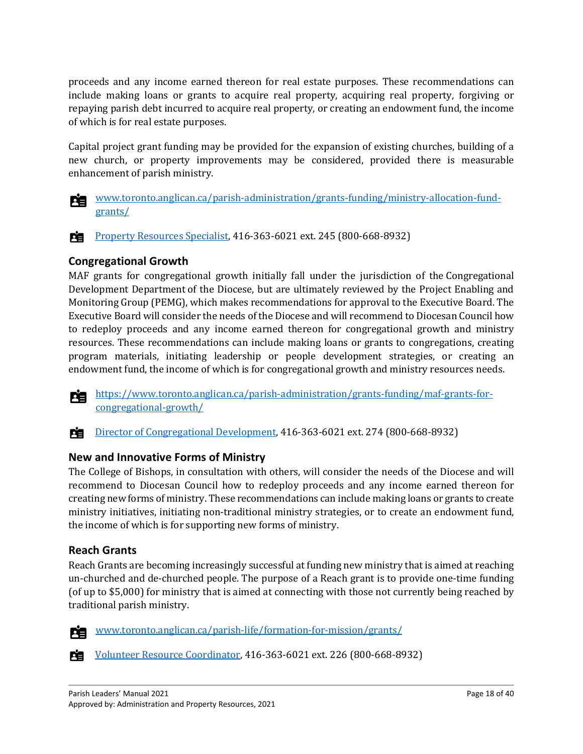proceeds and any income earned thereon for real estate purposes. These recommendations can include making loans or grants to acquire real property, acquiring real property, forgiving or repaying parish debt incurred to acquire real property, or creating an endowment fund, the income of which is for real estate purposes.

Capital project grant funding may be provided for the expansion of existing churches, building of a new church, or property improvements may be considered, provided there is measurable enhancement of parish ministry.

[www.toronto.anglican.ca/parish-administration/grants-funding/ministry-allocation-fund-grants/](www.toronto.anglican.ca/parish-administration/grants-funding/ministry-allocation-fund-grants/)

[Property Resources Specialist](), 416-363-6021 ext. 245 (800-668-8932)

### Congregational Growth

MAF grants for congregational growth initially fall under the jurisdiction of the Congregational Development Department of the Diocese, but are ultimately reviewed by the Project Enabling and Monitoring Group (PEMG), which makes recommendations for approval to the Executive Board. The Executive Board will consider the needs of the Diocese and will recommend to Diocesan Council how to redeploy proceeds and any income earned thereon for congregational growth and ministry resources. These recommendations can include making loans or grants to congregations, creating program materials, initiating leadership or people development strategies, or creating an endowment fund, the income of which is for congregational growth and ministry resources needs.

[https://www.toronto.anglican.ca/parish-administration/grants-funding/maf-grants-for-congregational-growth/](https://www.toronto.anglican.ca/parish-administration/grants-funding/maf-grants-for-congregational-growth/)

[Director of Congregational Development](), 416-363-6021 ext. 274 (800-668-8932)

### New and Innovative Forms of Ministry

The College of Bishops, in consultation with others, will consider the needs of the Diocese and will recommend to Diocesan Council how to redeploy proceeds and any income earned thereon for creating new forms of ministry. These recommendations can include making loans or grants to create ministry initiatives, initiating non-traditional ministry strategies, or to create an endowment fund, the income of which is for supporting new forms of ministry.

### Reach Grants

Reach Grants are becoming increasingly successful at funding new ministry that is aimed at reaching un-churched and de-churched people. The purpose of a Reach grant is to provide one-time funding (of up to $5,000) for ministry that is aimed at connecting with those not currently being reached by traditional parish ministry.

[www.toronto.anglican.ca/parish-life/formation-for-mission/grants/](www.toronto.anglican.ca/parish-life/formation-for-mission/grants/)

[Volunteer Resource Coordinator](), 416-363-6021 ext. 226 (800-668-8932)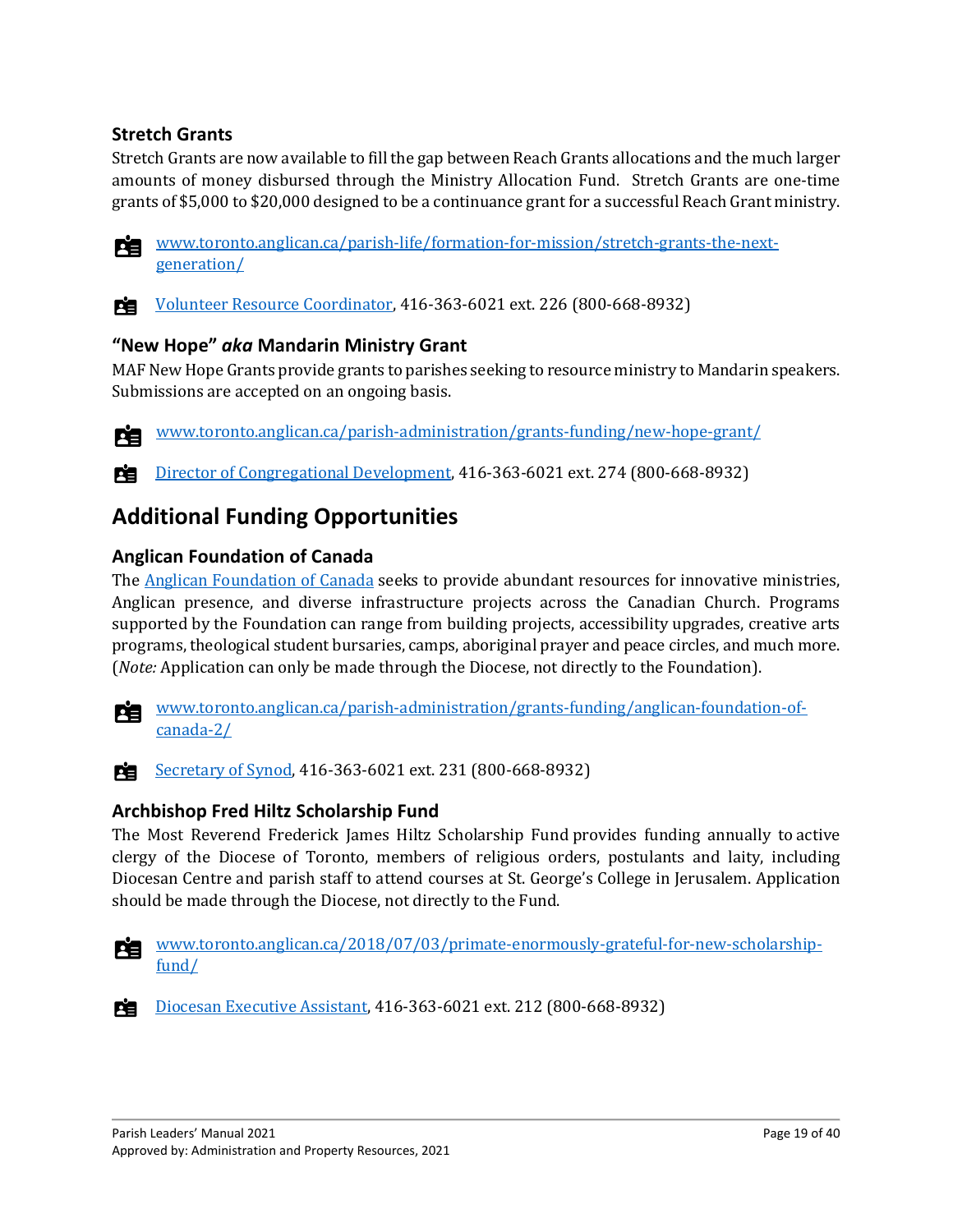### Stretch Grants

Stretch Grants are now available to fill the gap between Reach Grants allocations and the much larger amounts of money disbursed through the Ministry Allocation Fund. Stretch Grants are one-time grants of $5,000 to $20,000 designed to be a continuance grant for a successful Reach Grant ministry.

www.toronto.anglican.ca/parish-life/formation-for-mission/stretch-grants-the-next-generation/

Volunteer Resource Coordinator, 416-363-6021 ext. 226 (800-668-8932)

### "New Hope" *aka* Mandarin Ministry Grant

MAF New Hope Grants provide grants to parishes seeking to resource ministry to Mandarin speakers. Submissions are accepted on an ongoing basis.

www.toronto.anglican.ca/parish-administration/grants-funding/new-hope-grant/

Director of Congregational Development, 416-363-6021 ext. 274 (800-668-8932)

## Additional Funding Opportunities

### Anglican Foundation of Canada

The Anglican Foundation of Canada seeks to provide abundant resources for innovative ministries, Anglican presence, and diverse infrastructure projects across the Canadian Church. Programs supported by the Foundation can range from building projects, accessibility upgrades, creative arts programs, theological student bursaries, camps, aboriginal prayer and peace circles, and much more. (*Note:* Application can only be made through the Diocese, not directly to the Foundation).

www.toronto.anglican.ca/parish-administration/grants-funding/anglican-foundation-of-canada-2/

Secretary of Synod, 416-363-6021 ext. 231 (800-668-8932)

### Archbishop Fred Hiltz Scholarship Fund

The Most Reverend Frederick James Hiltz Scholarship Fund provides funding annually to active clergy of the Diocese of Toronto, members of religious orders, postulants and laity, including Diocesan Centre and parish staff to attend courses at St. George's College in Jerusalem. Application should be made through the Diocese, not directly to the Fund.

www.toronto.anglican.ca/2018/07/03/primate-enormously-grateful-for-new-scholarship-fund/

Diocesan Executive Assistant, 416-363-6021 ext. 212 (800-668-8932)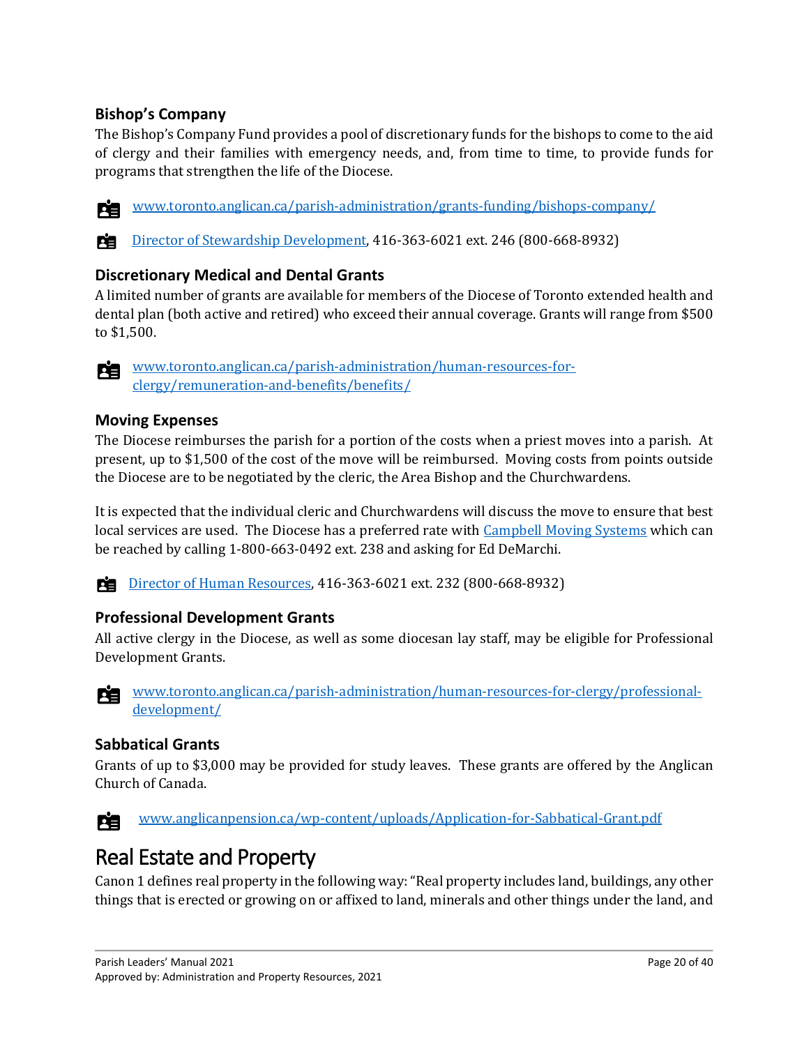### Bishop's Company

The Bishop's Company Fund provides a pool of discretionary funds for the bishops to come to the aid of clergy and their families with emergency needs, and, from time to time, to provide funds for programs that strengthen the life of the Diocese.

www.toronto.anglican.ca/parish-administration/grants-funding/bishops-company/

Director of Stewardship Development, 416-363-6021 ext. 246 (800-668-8932)

### Discretionary Medical and Dental Grants

A limited number of grants are available for members of the Diocese of Toronto extended health and dental plan (both active and retired) who exceed their annual coverage. Grants will range from $500 to $1,500.

www.toronto.anglican.ca/parish-administration/human-resources-for-clergy/remuneration-and-benefits/benefits/

### Moving Expenses

The Diocese reimburses the parish for a portion of the costs when a priest moves into a parish. At present, up to $1,500 of the cost of the move will be reimbursed. Moving costs from points outside the Diocese are to be negotiated by the cleric, the Area Bishop and the Churchwardens.

It is expected that the individual cleric and Churchwardens will discuss the move to ensure that best local services are used. The Diocese has a preferred rate with Campbell Moving Systems which can be reached by calling 1-800-663-0492 ext. 238 and asking for Ed DeMarchi.

Director of Human Resources, 416-363-6021 ext. 232 (800-668-8932)

### Professional Development Grants

All active clergy in the Diocese, as well as some diocesan lay staff, may be eligible for Professional Development Grants.

www.toronto.anglican.ca/parish-administration/human-resources-for-clergy/professional-development/

### Sabbatical Grants

Grants of up to $3,000 may be provided for study leaves. These grants are offered by the Anglican Church of Canada.

www.anglicanpension.ca/wp-content/uploads/Application-for-Sabbatical-Grant.pdf

## Real Estate and Property

Canon 1 defines real property in the following way: "Real property includes land, buildings, any other things that is erected or growing on or affixed to land, minerals and other things under the land, and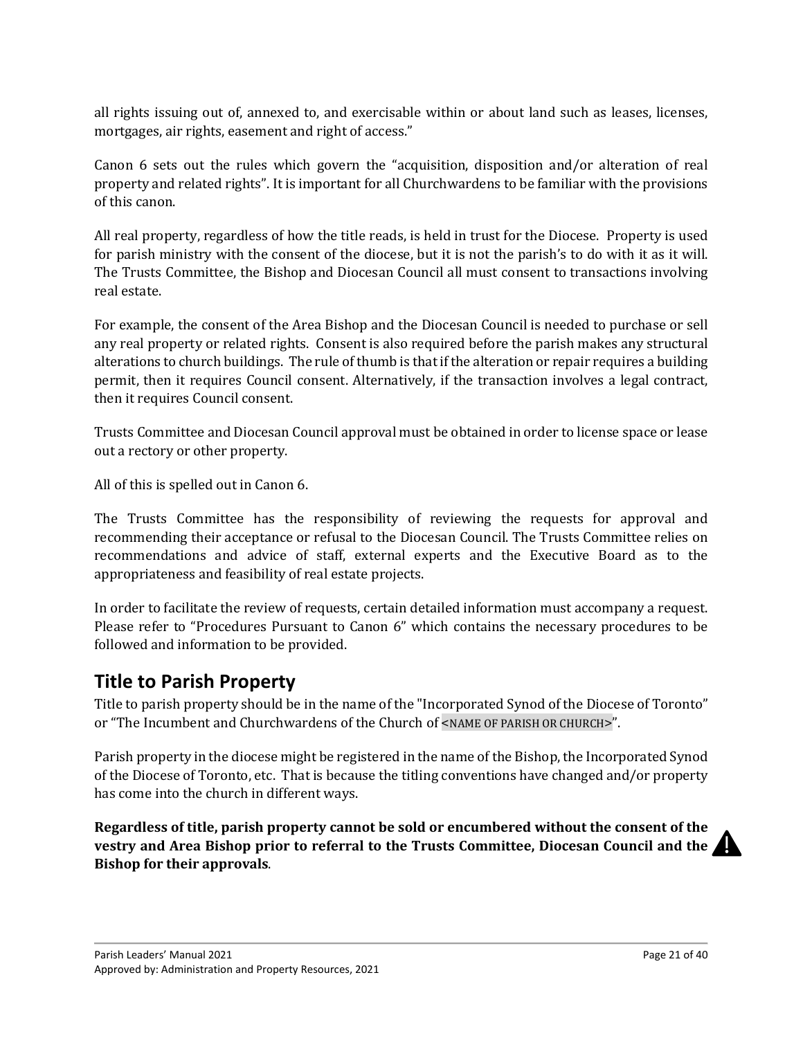all rights issuing out of, annexed to, and exercisable within or about land such as leases, licenses, mortgages, air rights, easement and right of access."

Canon 6 sets out the rules which govern the "acquisition, disposition and/or alteration of real property and related rights". It is important for all Churchwardens to be familiar with the provisions of this canon.

All real property, regardless of how the title reads, is held in trust for the Diocese. Property is used for parish ministry with the consent of the diocese, but it is not the parish's to do with it as it will. The Trusts Committee, the Bishop and Diocesan Council all must consent to transactions involving real estate.

For example, the consent of the Area Bishop and the Diocesan Council is needed to purchase or sell any real property or related rights. Consent is also required before the parish makes any structural alterations to church buildings. The rule of thumb is that if the alteration or repair requires a building permit, then it requires Council consent. Alternatively, if the transaction involves a legal contract, then it requires Council consent.

Trusts Committee and Diocesan Council approval must be obtained in order to license space or lease out a rectory or other property.

All of this is spelled out in Canon 6.

The Trusts Committee has the responsibility of reviewing the requests for approval and recommending their acceptance or refusal to the Diocesan Council. The Trusts Committee relies on recommendations and advice of staff, external experts and the Executive Board as to the appropriateness and feasibility of real estate projects.

In order to facilitate the review of requests, certain detailed information must accompany a request. Please refer to "Procedures Pursuant to Canon 6" which contains the necessary procedures to be followed and information to be provided.

## Title to Parish Property

Title to parish property should be in the name of the "Incorporated Synod of the Diocese of Toronto" or "The Incumbent and Churchwardens of the Church of <NAME OF PARISH OR CHURCH>".

Parish property in the diocese might be registered in the name of the Bishop, the Incorporated Synod of the Diocese of Toronto, etc. That is because the titling conventions have changed and/or property has come into the church in different ways.

**Regardless of title, parish property cannot be sold or encumbered without the consent of the vestry and Area Bishop prior to referral to the Trusts Committee, Diocesan Council and the Bishop for their approvals**.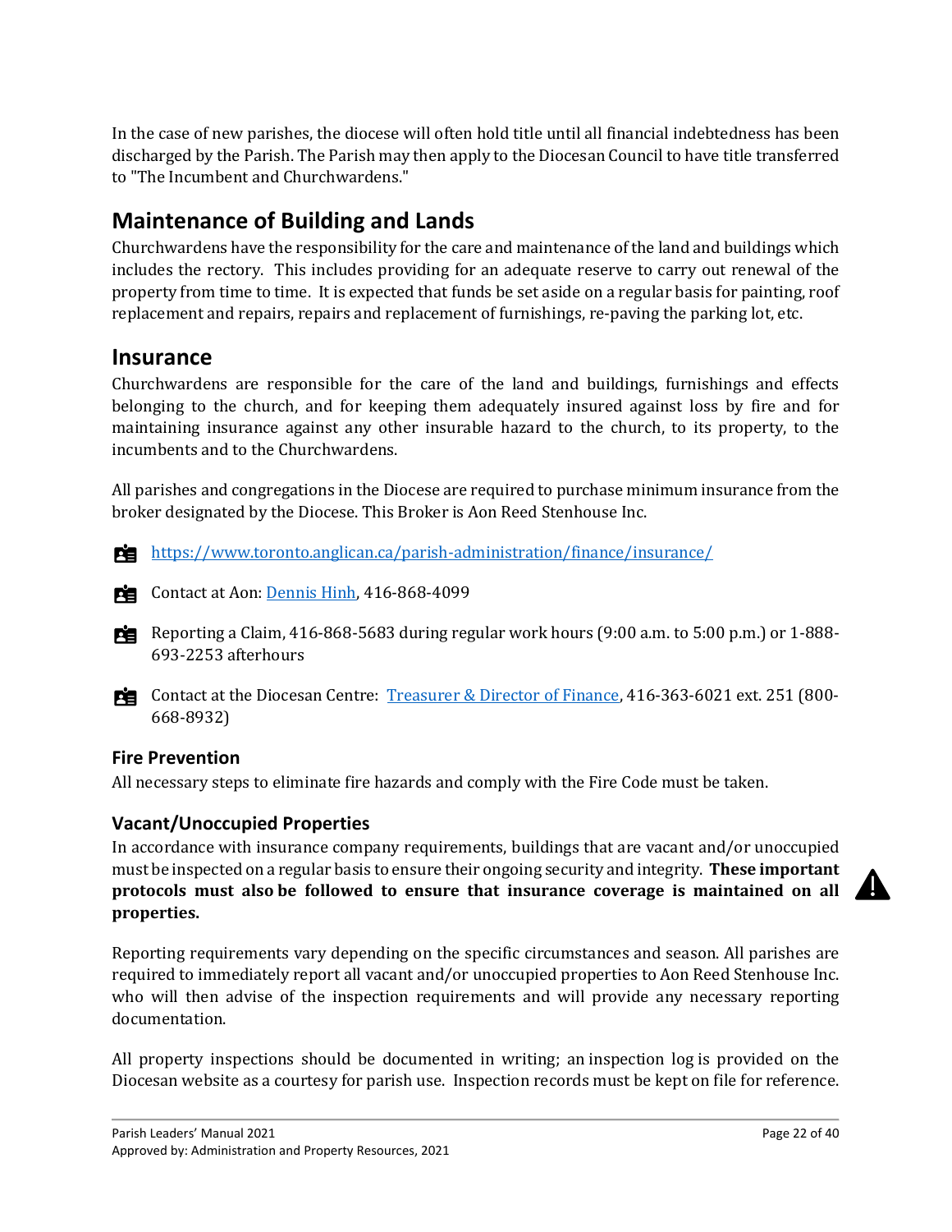In the case of new parishes, the diocese will often hold title until all financial indebtedness has been discharged by the Parish. The Parish may then apply to the Diocesan Council to have title transferred to "The Incumbent and Churchwardens."

## Maintenance of Building and Lands

Churchwardens have the responsibility for the care and maintenance of the land and buildings which includes the rectory. This includes providing for an adequate reserve to carry out renewal of the property from time to time. It is expected that funds be set aside on a regular basis for painting, roof replacement and repairs, repairs and replacement of furnishings, re-paving the parking lot, etc.

## Insurance

Churchwardens are responsible for the care of the land and buildings, furnishings and effects belonging to the church, and for keeping them adequately insured against loss by fire and for maintaining insurance against any other insurable hazard to the church, to its property, to the incumbents and to the Churchwardens.

All parishes and congregations in the Diocese are required to purchase minimum insurance from the broker designated by the Diocese. This Broker is Aon Reed Stenhouse Inc.

- https://www.toronto.anglican.ca/parish-administration/finance/insurance/
- Contact at Aon: Dennis Hinh, 416-868-4099
- Reporting a Claim, 416-868-5683 during regular work hours (9:00 a.m. to 5:00 p.m.) or 1-888-693-2253 afterhours
- Contact at the Diocesan Centre: Treasurer & Director of Finance, 416-363-6021 ext. 251 (800-668-8932)

### Fire Prevention

All necessary steps to eliminate fire hazards and comply with the Fire Code must be taken.

### Vacant/Unoccupied Properties

In accordance with insurance company requirements, buildings that are vacant and/or unoccupied must be inspected on a regular basis to ensure their ongoing security and integrity. **These important protocols must also be followed to ensure that insurance coverage is maintained on all properties.**

Reporting requirements vary depending on the specific circumstances and season. All parishes are required to immediately report all vacant and/or unoccupied properties to Aon Reed Stenhouse Inc. who will then advise of the inspection requirements and will provide any necessary reporting documentation.

All property inspections should be documented in writing; an inspection log is provided on the Diocesan website as a courtesy for parish use. Inspection records must be kept on file for reference.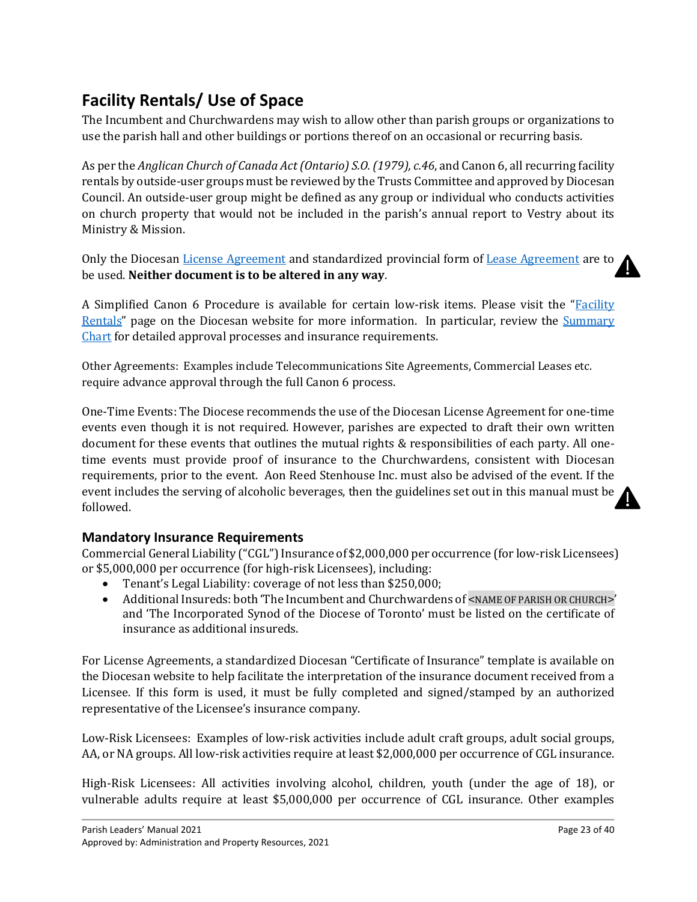## Facility Rentals/ Use of Space

The Incumbent and Churchwardens may wish to allow other than parish groups or organizations to use the parish hall and other buildings or portions thereof on an occasional or recurring basis.

As per the *Anglican Church of Canada Act (Ontario) S.O. (1979), c.46*, and Canon 6, all recurring facility rentals by outside-user groups must be reviewed by the Trusts Committee and approved by Diocesan Council. An outside-user group might be defined as any group or individual who conducts activities on church property that would not be included in the parish's annual report to Vestry about its Ministry & Mission.

Only the Diocesan License Agreement and standardized provincial form of Lease Agreement are to be used. **Neither document is to be altered in any way**.

A Simplified Canon 6 Procedure is available for certain low-risk items. Please visit the "Facility Rentals" page on the Diocesan website for more information. In particular, review the Summary Chart for detailed approval processes and insurance requirements.

Other Agreements: Examples include Telecommunications Site Agreements, Commercial Leases etc. require advance approval through the full Canon 6 process.

One-Time Events: The Diocese recommends the use of the Diocesan License Agreement for one-time events even though it is not required. However, parishes are expected to draft their own written document for these events that outlines the mutual rights & responsibilities of each party. All one-time events must provide proof of insurance to the Churchwardens, consistent with Diocesan requirements, prior to the event. Aon Reed Stenhouse Inc. must also be advised of the event. If the event includes the serving of alcoholic beverages, then the guidelines set out in this manual must be followed.

### Mandatory Insurance Requirements

Commercial General Liability ("CGL") Insurance of $2,000,000 per occurrence (for low-risk Licensees) or $5,000,000 per occurrence (for high-risk Licensees), including:

- Tenant's Legal Liability: coverage of not less than $250,000;
- Additional Insureds: both 'The Incumbent and Churchwardens of <NAME OF PARISH OR CHURCH>' and 'The Incorporated Synod of the Diocese of Toronto' must be listed on the certificate of insurance as additional insureds.

For License Agreements, a standardized Diocesan "Certificate of Insurance" template is available on the Diocesan website to help facilitate the interpretation of the insurance document received from a Licensee. If this form is used, it must be fully completed and signed/stamped by an authorized representative of the Licensee's insurance company.

Low-Risk Licensees: Examples of low-risk activities include adult craft groups, adult social groups, AA, or NA groups. All low-risk activities require at least $2,000,000 per occurrence of CGL insurance.

High-Risk Licensees: All activities involving alcohol, children, youth (under the age of 18), or vulnerable adults require at least $5,000,000 per occurrence of CGL insurance. Other examples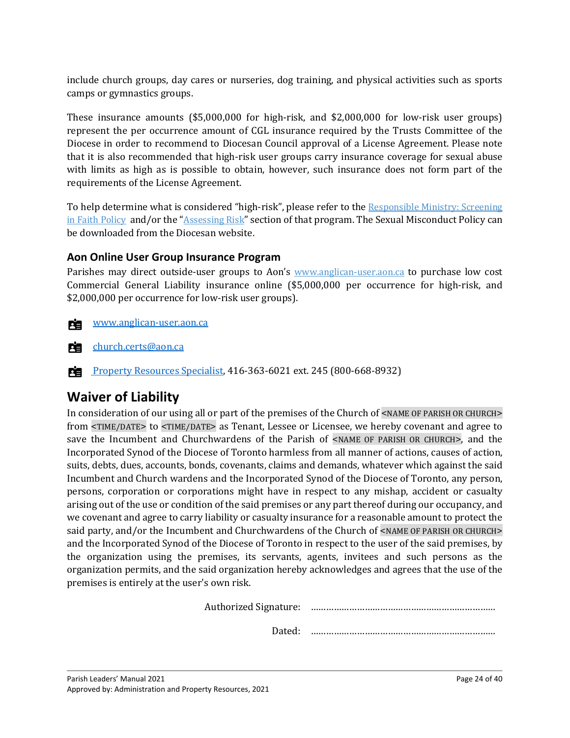include church groups, day cares or nurseries, dog training, and physical activities such as sports camps or gymnastics groups.

These insurance amounts ($5,000,000 for high-risk, and $2,000,000 for low-risk user groups) represent the per occurrence amount of CGL insurance required by the Trusts Committee of the Diocese in order to recommend to Diocesan Council approval of a License Agreement. Please note that it is also recommended that high-risk user groups carry insurance coverage for sexual abuse with limits as high as is possible to obtain, however, such insurance does not form part of the requirements of the License Agreement.

To help determine what is considered "high-risk", please refer to the Responsible Ministry: Screening in Faith Policy and/or the "Assessing Risk" section of that program. The Sexual Misconduct Policy can be downloaded from the Diocesan website.

### Aon Online User Group Insurance Program

Parishes may direct outside-user groups to Aon's www.anglican-user.aon.ca to purchase low cost Commercial General Liability insurance online ($5,000,000 per occurrence for high-risk, and $2,000,000 per occurrence for low-risk user groups).

- www.anglican-user.aon.ca
- church.certs@aon.ca
- Property Resources Specialist, 416-363-6021 ext. 245 (800-668-8932)

## Waiver of Liability

In consideration of our using all or part of the premises of the Church of <NAME OF PARISH OR CHURCH> from <TIME/DATE> to <TIME/DATE> as Tenant, Lessee or Licensee, we hereby covenant and agree to save the Incumbent and Churchwardens of the Parish of <NAME OF PARISH OR CHURCH>, and the Incorporated Synod of the Diocese of Toronto harmless from all manner of actions, causes of action, suits, debts, dues, accounts, bonds, covenants, claims and demands, whatever which against the said Incumbent and Church wardens and the Incorporated Synod of the Diocese of Toronto, any person, persons, corporation or corporations might have in respect to any mishap, accident or casualty arising out of the use or condition of the said premises or any part thereof during our occupancy, and we covenant and agree to carry liability or casualty insurance for a reasonable amount to protect the said party, and/or the Incumbent and Churchwardens of the Church of <NAME OF PARISH OR CHURCH> and the Incorporated Synod of the Diocese of Toronto in respect to the user of the said premises, by the organization using the premises, its servants, agents, invitees and such persons as the organization permits, and the said organization hereby acknowledges and agrees that the use of the premises is entirely at the user's own risk.

Authorized Signature: ………………………………………………………………

Dated: ………………………………………………………………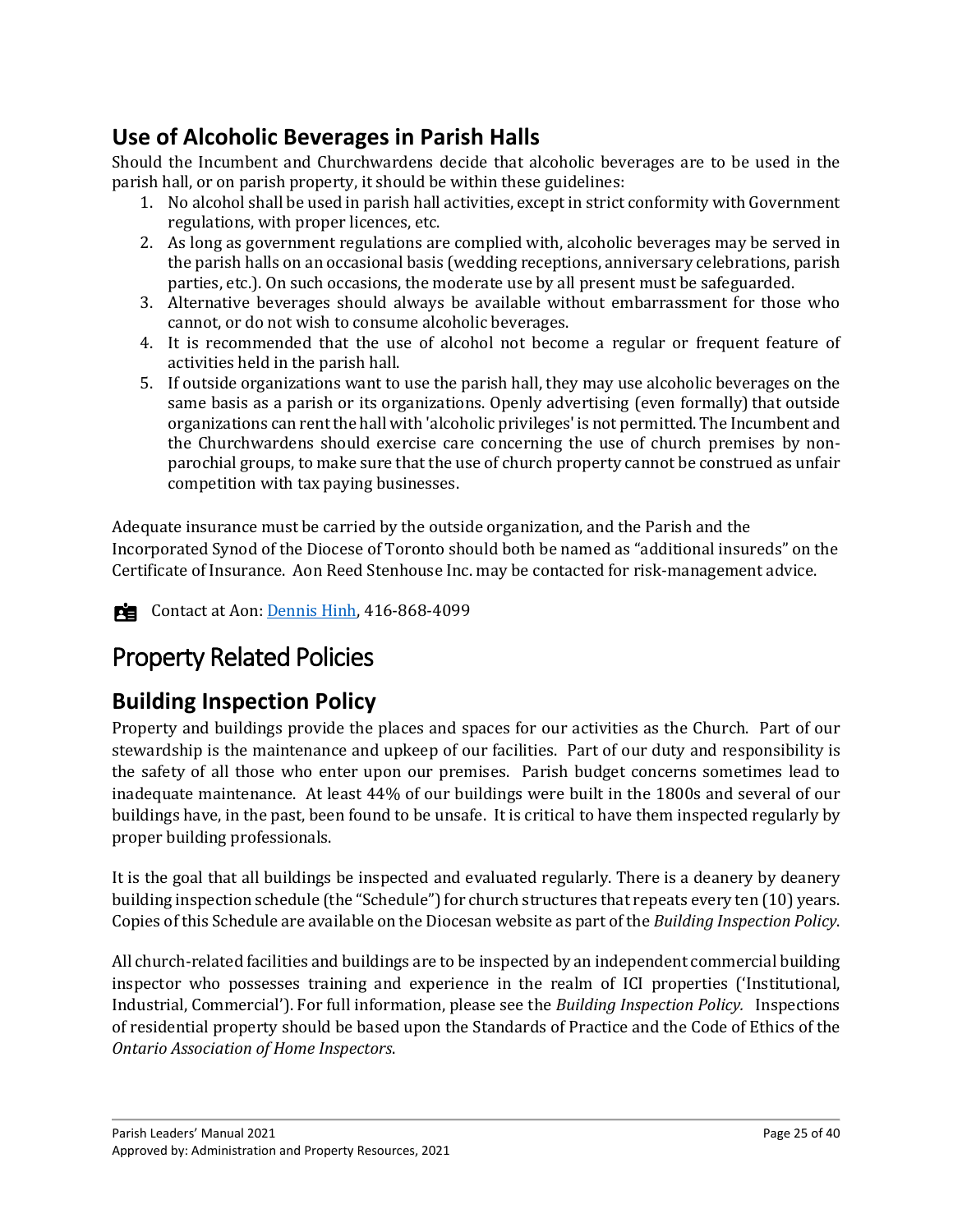## Use of Alcoholic Beverages in Parish Halls

Should the Incumbent and Churchwardens decide that alcoholic beverages are to be used in the parish hall, or on parish property, it should be within these guidelines:

1. No alcohol shall be used in parish hall activities, except in strict conformity with Government regulations, with proper licences, etc.
2. As long as government regulations are complied with, alcoholic beverages may be served in the parish halls on an occasional basis (wedding receptions, anniversary celebrations, parish parties, etc.). On such occasions, the moderate use by all present must be safeguarded.
3. Alternative beverages should always be available without embarrassment for those who cannot, or do not wish to consume alcoholic beverages.
4. It is recommended that the use of alcohol not become a regular or frequent feature of activities held in the parish hall.
5. If outside organizations want to use the parish hall, they may use alcoholic beverages on the same basis as a parish or its organizations. Openly advertising (even formally) that outside organizations can rent the hall with 'alcoholic privileges' is not permitted. The Incumbent and the Churchwardens should exercise care concerning the use of church premises by non-parochial groups, to make sure that the use of church property cannot be construed as unfair competition with tax paying businesses.

Adequate insurance must be carried by the outside organization, and the Parish and the Incorporated Synod of the Diocese of Toronto should both be named as "additional insureds" on the Certificate of Insurance. Aon Reed Stenhouse Inc. may be contacted for risk-management advice.

Contact at Aon: Dennis Hinh, 416-868-4099

# Property Related Policies

## Building Inspection Policy

Property and buildings provide the places and spaces for our activities as the Church. Part of our stewardship is the maintenance and upkeep of our facilities. Part of our duty and responsibility is the safety of all those who enter upon our premises. Parish budget concerns sometimes lead to inadequate maintenance. At least 44% of our buildings were built in the 1800s and several of our buildings have, in the past, been found to be unsafe. It is critical to have them inspected regularly by proper building professionals.

It is the goal that all buildings be inspected and evaluated regularly. There is a deanery by deanery building inspection schedule (the "Schedule") for church structures that repeats every ten (10) years. Copies of this Schedule are available on the Diocesan website as part of the *Building Inspection Policy*.

All church-related facilities and buildings are to be inspected by an independent commercial building inspector who possesses training and experience in the realm of ICI properties ('Institutional, Industrial, Commercial'). For full information, please see the *Building Inspection Policy.* Inspections of residential property should be based upon the Standards of Practice and the Code of Ethics of the *Ontario Association of Home Inspectors*.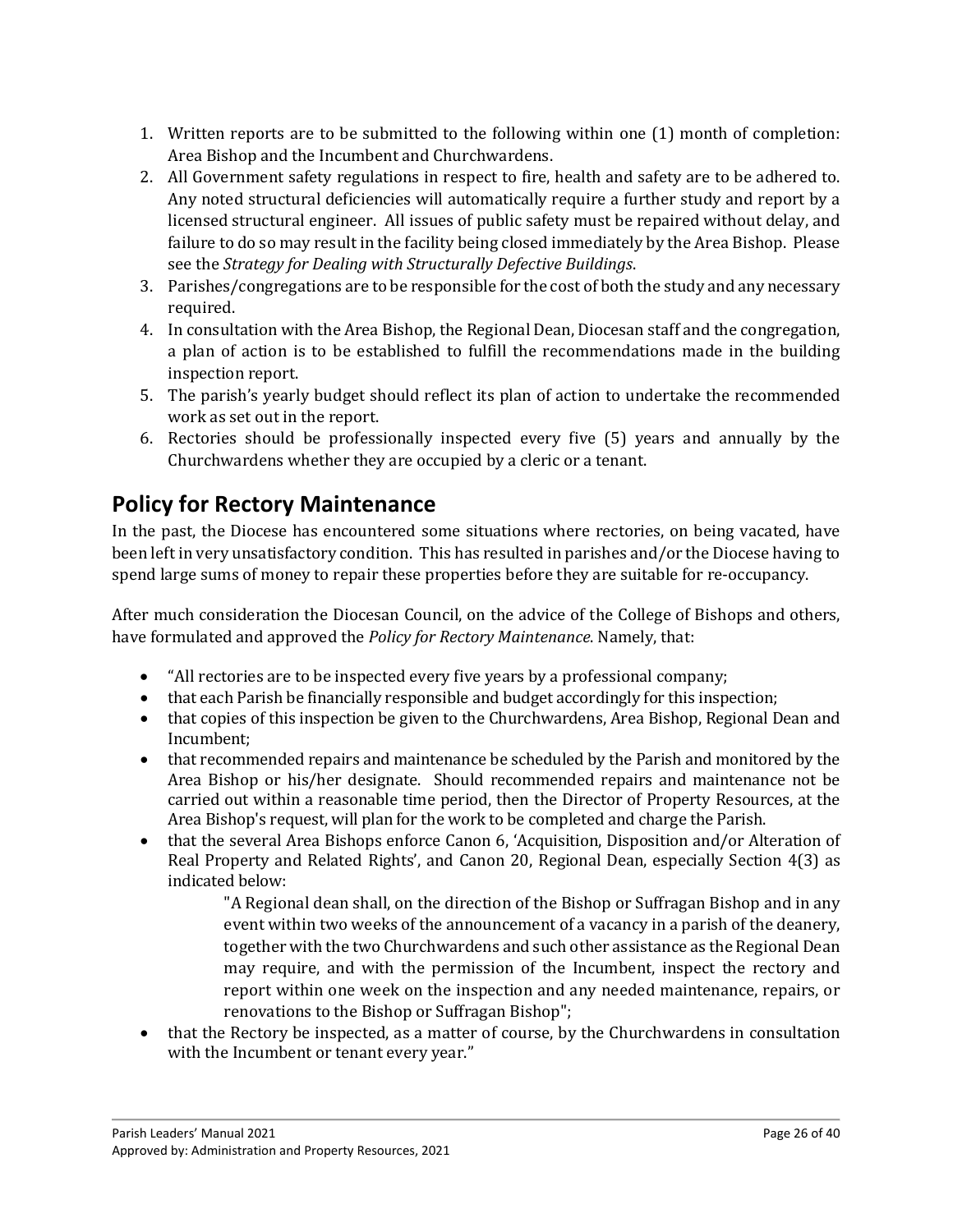1. Written reports are to be submitted to the following within one (1) month of completion: Area Bishop and the Incumbent and Churchwardens.
2. All Government safety regulations in respect to fire, health and safety are to be adhered to. Any noted structural deficiencies will automatically require a further study and report by a licensed structural engineer. All issues of public safety must be repaired without delay, and failure to do so may result in the facility being closed immediately by the Area Bishop. Please see the *Strategy for Dealing with Structurally Defective Buildings*.
3. Parishes/congregations are to be responsible for the cost of both the study and any necessary required.
4. In consultation with the Area Bishop, the Regional Dean, Diocesan staff and the congregation, a plan of action is to be established to fulfill the recommendations made in the building inspection report.
5. The parish's yearly budget should reflect its plan of action to undertake the recommended work as set out in the report.
6. Rectories should be professionally inspected every five (5) years and annually by the Churchwardens whether they are occupied by a cleric or a tenant.

## Policy for Rectory Maintenance

In the past, the Diocese has encountered some situations where rectories, on being vacated, have been left in very unsatisfactory condition. This has resulted in parishes and/or the Diocese having to spend large sums of money to repair these properties before they are suitable for re-occupancy.

After much consideration the Diocesan Council, on the advice of the College of Bishops and others, have formulated and approved the *Policy for Rectory Maintenance*. Namely, that:

- "All rectories are to be inspected every five years by a professional company;
- that each Parish be financially responsible and budget accordingly for this inspection;
- that copies of this inspection be given to the Churchwardens, Area Bishop, Regional Dean and Incumbent;
- that recommended repairs and maintenance be scheduled by the Parish and monitored by the Area Bishop or his/her designate. Should recommended repairs and maintenance not be carried out within a reasonable time period, then the Director of Property Resources, at the Area Bishop's request, will plan for the work to be completed and charge the Parish.
- that the several Area Bishops enforce Canon 6, 'Acquisition, Disposition and/or Alteration of Real Property and Related Rights', and Canon 20, Regional Dean, especially Section 4(3) as indicated below:

  > "A Regional dean shall, on the direction of the Bishop or Suffragan Bishop and in any event within two weeks of the announcement of a vacancy in a parish of the deanery, together with the two Churchwardens and such other assistance as the Regional Dean may require, and with the permission of the Incumbent, inspect the rectory and report within one week on the inspection and any needed maintenance, repairs, or renovations to the Bishop or Suffragan Bishop";

- that the Rectory be inspected, as a matter of course, by the Churchwardens in consultation with the Incumbent or tenant every year."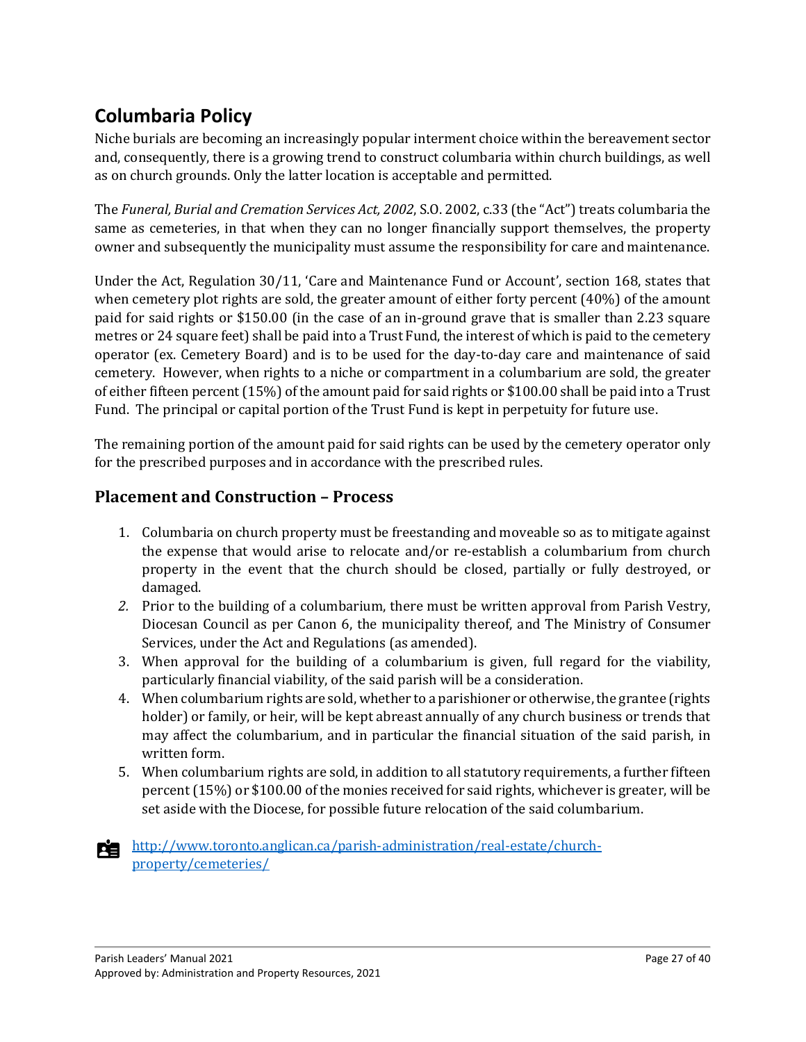## Columbaria Policy

Niche burials are becoming an increasingly popular interment choice within the bereavement sector and, consequently, there is a growing trend to construct columbaria within church buildings, as well as on church grounds. Only the latter location is acceptable and permitted.

The *Funeral, Burial and Cremation Services Act, 2002*, S.O. 2002, c.33 (the "Act") treats columbaria the same as cemeteries, in that when they can no longer financially support themselves, the property owner and subsequently the municipality must assume the responsibility for care and maintenance.

Under the Act, Regulation 30/11, 'Care and Maintenance Fund or Account', section 168, states that when cemetery plot rights are sold, the greater amount of either forty percent (40%) of the amount paid for said rights or $150.00 (in the case of an in-ground grave that is smaller than 2.23 square metres or 24 square feet) shall be paid into a Trust Fund, the interest of which is paid to the cemetery operator (ex. Cemetery Board) and is to be used for the day-to-day care and maintenance of said cemetery. However, when rights to a niche or compartment in a columbarium are sold, the greater of either fifteen percent (15%) of the amount paid for said rights or $100.00 shall be paid into a Trust Fund. The principal or capital portion of the Trust Fund is kept in perpetuity for future use.

The remaining portion of the amount paid for said rights can be used by the cemetery operator only for the prescribed purposes and in accordance with the prescribed rules.

### Placement and Construction – Process

1. Columbaria on church property must be freestanding and moveable so as to mitigate against the expense that would arise to relocate and/or re-establish a columbarium from church property in the event that the church should be closed, partially or fully destroyed, or damaged.
2. Prior to the building of a columbarium, there must be written approval from Parish Vestry, Diocesan Council as per Canon 6, the municipality thereof, and The Ministry of Consumer Services, under the Act and Regulations (as amended).
3. When approval for the building of a columbarium is given, full regard for the viability, particularly financial viability, of the said parish will be a consideration.
4. When columbarium rights are sold, whether to a parishioner or otherwise, the grantee (rights holder) or family, or heir, will be kept abreast annually of any church business or trends that may affect the columbarium, and in particular the financial situation of the said parish, in written form.
5. When columbarium rights are sold, in addition to all statutory requirements, a further fifteen percent (15%) or $100.00 of the monies received for said rights, whichever is greater, will be set aside with the Diocese, for possible future relocation of the said columbarium.

[http://www.toronto.anglican.ca/parish-administration/real-estate/church-property/cemeteries/](http://www.toronto.anglican.ca/parish-administration/real-estate/church-property/cemeteries/)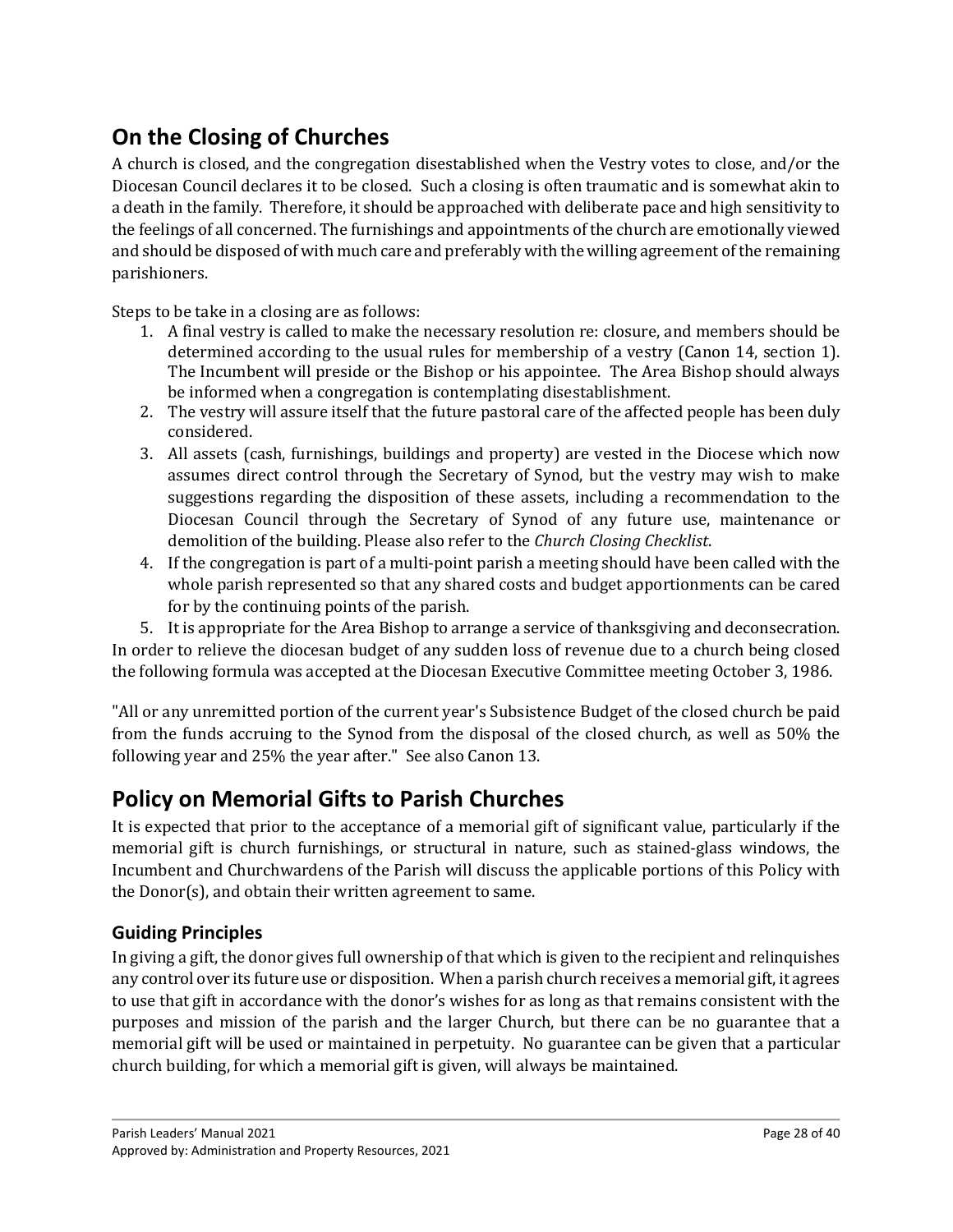## On the Closing of Churches

A church is closed, and the congregation disestablished when the Vestry votes to close, and/or the Diocesan Council declares it to be closed. Such a closing is often traumatic and is somewhat akin to a death in the family. Therefore, it should be approached with deliberate pace and high sensitivity to the feelings of all concerned. The furnishings and appointments of the church are emotionally viewed and should be disposed of with much care and preferably with the willing agreement of the remaining parishioners.

Steps to be take in a closing are as follows:

1. A final vestry is called to make the necessary resolution re: closure, and members should be determined according to the usual rules for membership of a vestry (Canon 14, section 1). The Incumbent will preside or the Bishop or his appointee. The Area Bishop should always be informed when a congregation is contemplating disestablishment.
2. The vestry will assure itself that the future pastoral care of the affected people has been duly considered.
3. All assets (cash, furnishings, buildings and property) are vested in the Diocese which now assumes direct control through the Secretary of Synod, but the vestry may wish to make suggestions regarding the disposition of these assets, including a recommendation to the Diocesan Council through the Secretary of Synod of any future use, maintenance or demolition of the building. Please also refer to the *Church Closing Checklist*.
4. If the congregation is part of a multi-point parish a meeting should have been called with the whole parish represented so that any shared costs and budget apportionments can be cared for by the continuing points of the parish.
5. It is appropriate for the Area Bishop to arrange a service of thanksgiving and deconsecration.

In order to relieve the diocesan budget of any sudden loss of revenue due to a church being closed the following formula was accepted at the Diocesan Executive Committee meeting October 3, 1986.

"All or any unremitted portion of the current year's Subsistence Budget of the closed church be paid from the funds accruing to the Synod from the disposal of the closed church, as well as 50% the following year and 25% the year after." See also Canon 13.

## Policy on Memorial Gifts to Parish Churches

It is expected that prior to the acceptance of a memorial gift of significant value, particularly if the memorial gift is church furnishings, or structural in nature, such as stained-glass windows, the Incumbent and Churchwardens of the Parish will discuss the applicable portions of this Policy with the Donor(s), and obtain their written agreement to same.

### Guiding Principles

In giving a gift, the donor gives full ownership of that which is given to the recipient and relinquishes any control over its future use or disposition. When a parish church receives a memorial gift, it agrees to use that gift in accordance with the donor's wishes for as long as that remains consistent with the purposes and mission of the parish and the larger Church, but there can be no guarantee that a memorial gift will be used or maintained in perpetuity. No guarantee can be given that a particular church building, for which a memorial gift is given, will always be maintained.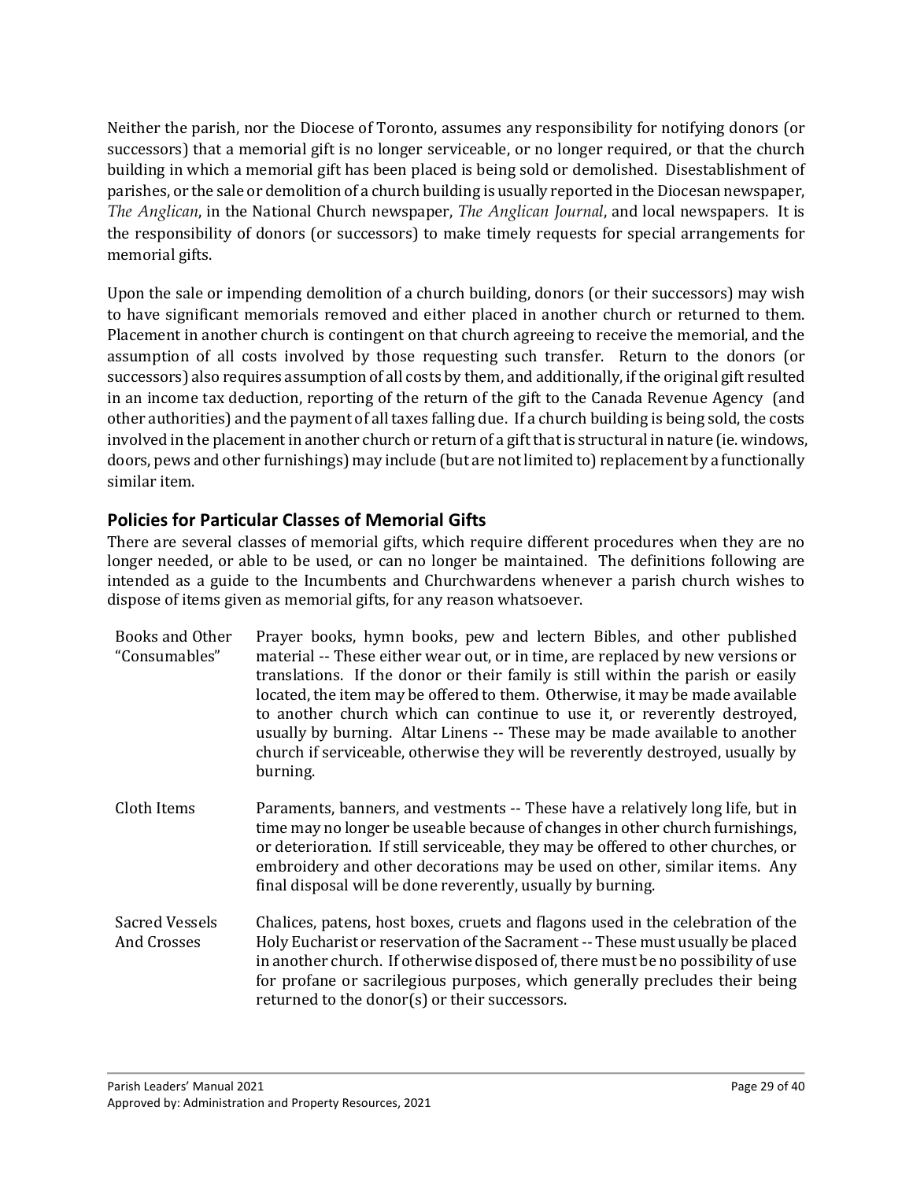Neither the parish, nor the Diocese of Toronto, assumes any responsibility for notifying donors (or successors) that a memorial gift is no longer serviceable, or no longer required, or that the church building in which a memorial gift has been placed is being sold or demolished. Disestablishment of parishes, or the sale or demolition of a church building is usually reported in the Diocesan newspaper, *The Anglican*, in the National Church newspaper, *The Anglican Journal*, and local newspapers. It is the responsibility of donors (or successors) to make timely requests for special arrangements for memorial gifts.

Upon the sale or impending demolition of a church building, donors (or their successors) may wish to have significant memorials removed and either placed in another church or returned to them. Placement in another church is contingent on that church agreeing to receive the memorial, and the assumption of all costs involved by those requesting such transfer. Return to the donors (or successors) also requires assumption of all costs by them, and additionally, if the original gift resulted in an income tax deduction, reporting of the return of the gift to the Canada Revenue Agency (and other authorities) and the payment of all taxes falling due. If a church building is being sold, the costs involved in the placement in another church or return of a gift that is structural in nature (ie. windows, doors, pews and other furnishings) may include (but are not limited to) replacement by a functionally similar item.

## Policies for Particular Classes of Memorial Gifts

There are several classes of memorial gifts, which require different procedures when they are no longer needed, or able to be used, or can no longer be maintained. The definitions following are intended as a guide to the Incumbents and Churchwardens whenever a parish church wishes to dispose of items given as memorial gifts, for any reason whatsoever.

| | |
|---|---|
| Books and Other "Consumables" | Prayer books, hymn books, pew and lectern Bibles, and other published material -- These either wear out, or in time, are replaced by new versions or translations. If the donor or their family is still within the parish or easily located, the item may be offered to them. Otherwise, it may be made available to another church which can continue to use it, or reverently destroyed, usually by burning. Altar Linens -- These may be made available to another church if serviceable, otherwise they will be reverently destroyed, usually by burning. |
| Cloth Items | Paraments, banners, and vestments -- These have a relatively long life, but in time may no longer be useable because of changes in other church furnishings, or deterioration. If still serviceable, they may be offered to other churches, or embroidery and other decorations may be used on other, similar items. Any final disposal will be done reverently, usually by burning. |
| Sacred Vessels And Crosses | Chalices, patens, host boxes, cruets and flagons used in the celebration of the Holy Eucharist or reservation of the Sacrament -- These must usually be placed in another church. If otherwise disposed of, there must be no possibility of use for profane or sacrilegious purposes, which generally precludes their being returned to the donor(s) or their successors. |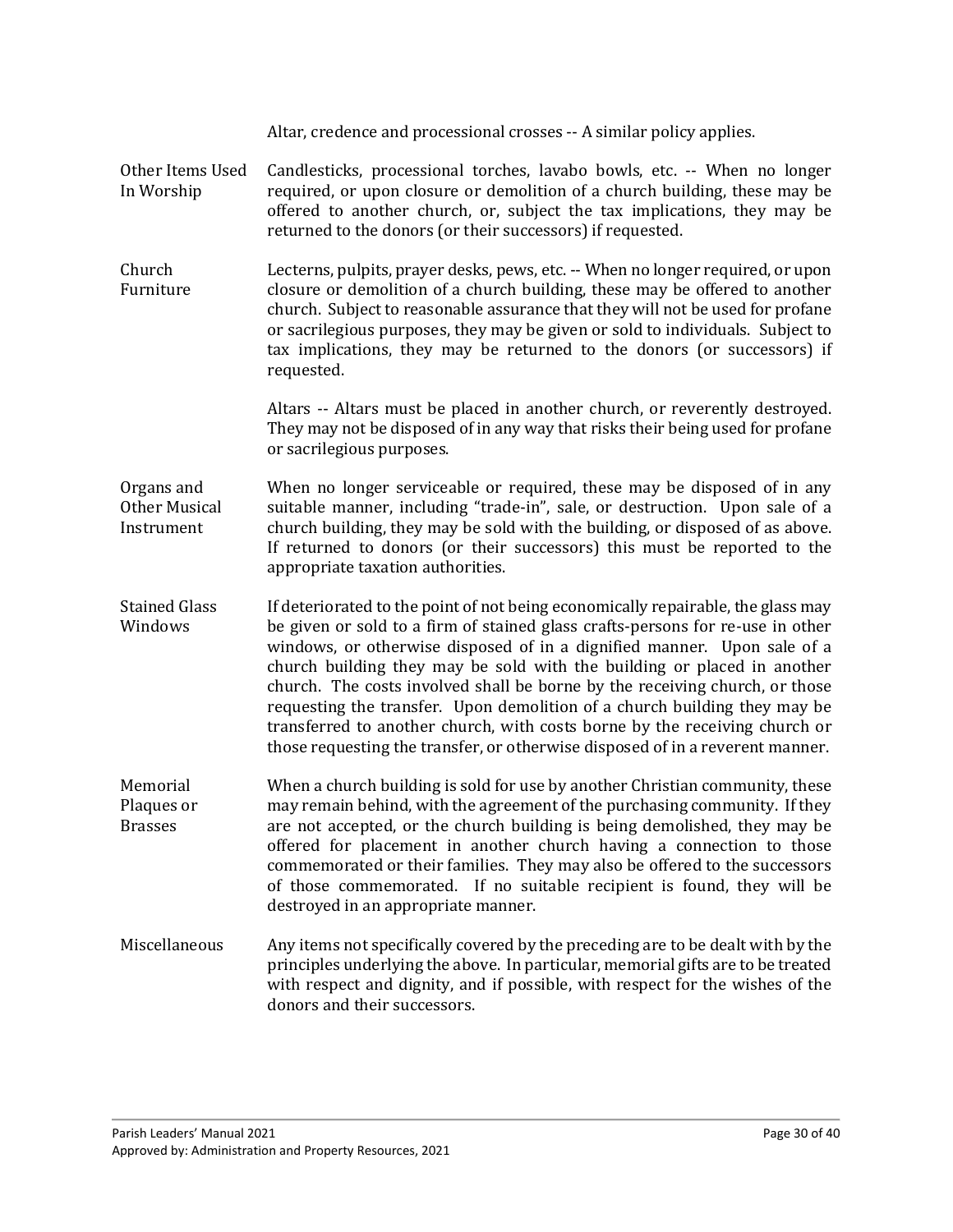|  | Altar, credence and processional crosses -- A similar policy applies. |
| --- | --- |
| Other Items Used In Worship | Candlesticks, processional torches, lavabo bowls, etc. -- When no longer required, or upon closure or demolition of a church building, these may be offered to another church, or, subject the tax implications, they may be returned to the donors (or their successors) if requested. |
| Church Furniture | Lecterns, pulpits, prayer desks, pews, etc. -- When no longer required, or upon closure or demolition of a church building, these may be offered to another church. Subject to reasonable assurance that they will not be used for profane or sacrilegious purposes, they may be given or sold to individuals. Subject to tax implications, they may be returned to the donors (or successors) if requested. |
|  | Altars -- Altars must be placed in another church, or reverently destroyed. They may not be disposed of in any way that risks their being used for profane or sacrilegious purposes. |
| Organs and Other Musical Instrument | When no longer serviceable or required, these may be disposed of in any suitable manner, including "trade-in", sale, or destruction. Upon sale of a church building, they may be sold with the building, or disposed of as above. If returned to donors (or their successors) this must be reported to the appropriate taxation authorities. |
| Stained Glass Windows | If deteriorated to the point of not being economically repairable, the glass may be given or sold to a firm of stained glass crafts-persons for re-use in other windows, or otherwise disposed of in a dignified manner. Upon sale of a church building they may be sold with the building or placed in another church. The costs involved shall be borne by the receiving church, or those requesting the transfer. Upon demolition of a church building they may be transferred to another church, with costs borne by the receiving church or those requesting the transfer, or otherwise disposed of in a reverent manner. |
| Memorial Plaques or Brasses | When a church building is sold for use by another Christian community, these may remain behind, with the agreement of the purchasing community. If they are not accepted, or the church building is being demolished, they may be offered for placement in another church having a connection to those commemorated or their families. They may also be offered to the successors of those commemorated. If no suitable recipient is found, they will be destroyed in an appropriate manner. |
| Miscellaneous | Any items not specifically covered by the preceding are to be dealt with by the principles underlying the above. In particular, memorial gifts are to be treated with respect and dignity, and if possible, with respect for the wishes of the donors and their successors. |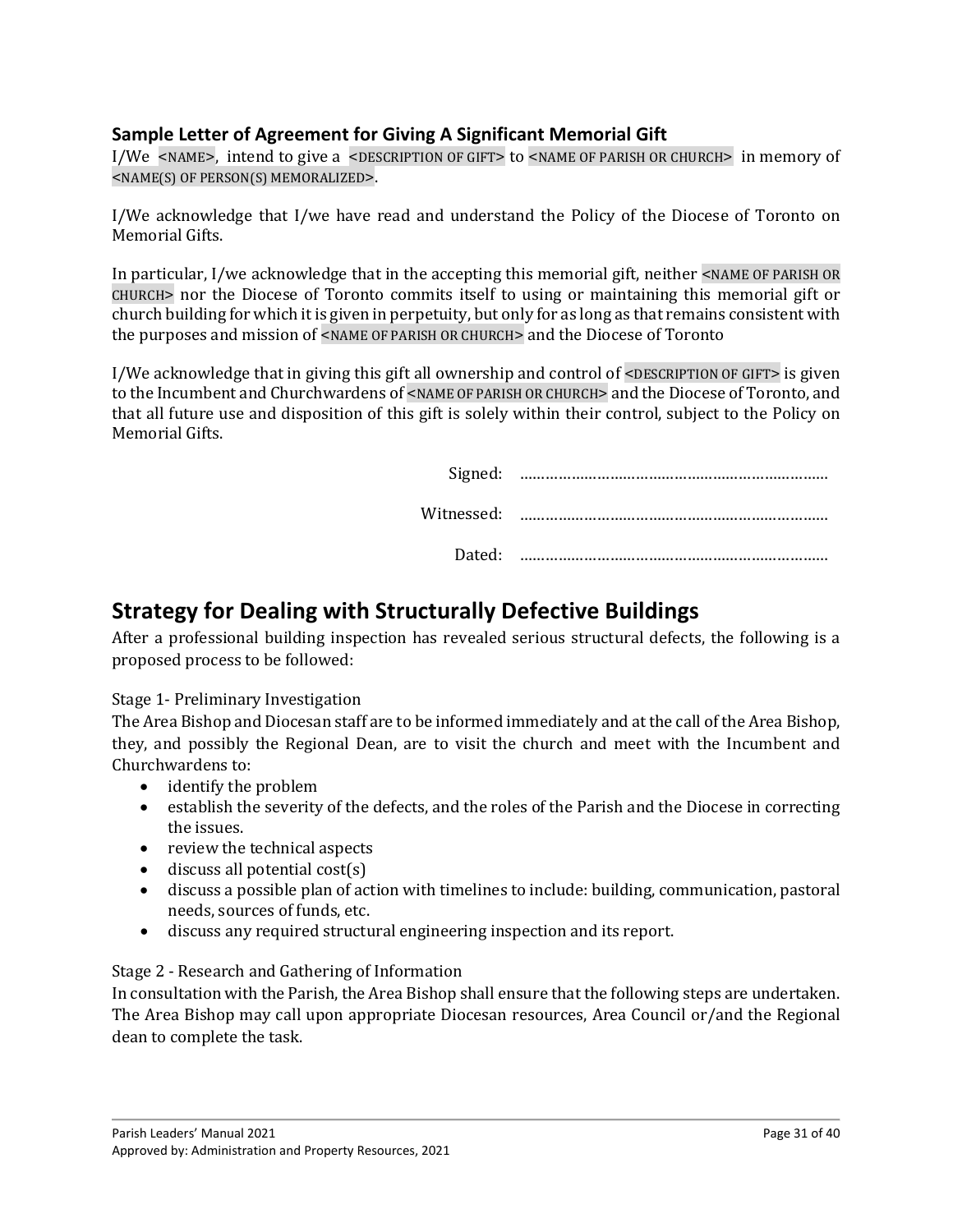### Sample Letter of Agreement for Giving A Significant Memorial Gift

I/We <NAME>, intend to give a <DESCRIPTION OF GIFT> to <NAME OF PARISH OR CHURCH> in memory of <NAME(S) OF PERSON(S) MEMORALIZED>.

I/We acknowledge that I/we have read and understand the Policy of the Diocese of Toronto on Memorial Gifts.

In particular, I/we acknowledge that in the accepting this memorial gift, neither <NAME OF PARISH OR CHURCH> nor the Diocese of Toronto commits itself to using or maintaining this memorial gift or church building for which it is given in perpetuity, but only for as long as that remains consistent with the purposes and mission of <NAME OF PARISH OR CHURCH> and the Diocese of Toronto

I/We acknowledge that in giving this gift all ownership and control of <DESCRIPTION OF GIFT> is given to the Incumbent and Churchwardens of <NAME OF PARISH OR CHURCH> and the Diocese of Toronto, and that all future use and disposition of this gift is solely within their control, subject to the Policy on Memorial Gifts.

Signed: ……………………………………………………………

Witnessed: ……………………………………………………………

Dated: ……………………………………………………………

## Strategy for Dealing with Structurally Defective Buildings

After a professional building inspection has revealed serious structural defects, the following is a proposed process to be followed:

Stage 1- Preliminary Investigation

The Area Bishop and Diocesan staff are to be informed immediately and at the call of the Area Bishop, they, and possibly the Regional Dean, are to visit the church and meet with the Incumbent and Churchwardens to:

- identify the problem
- establish the severity of the defects, and the roles of the Parish and the Diocese in correcting the issues.
- review the technical aspects
- discuss all potential cost(s)
- discuss a possible plan of action with timelines to include: building, communication, pastoral needs, sources of funds, etc.
- discuss any required structural engineering inspection and its report.

Stage 2 - Research and Gathering of Information

In consultation with the Parish, the Area Bishop shall ensure that the following steps are undertaken. The Area Bishop may call upon appropriate Diocesan resources, Area Council or/and the Regional dean to complete the task.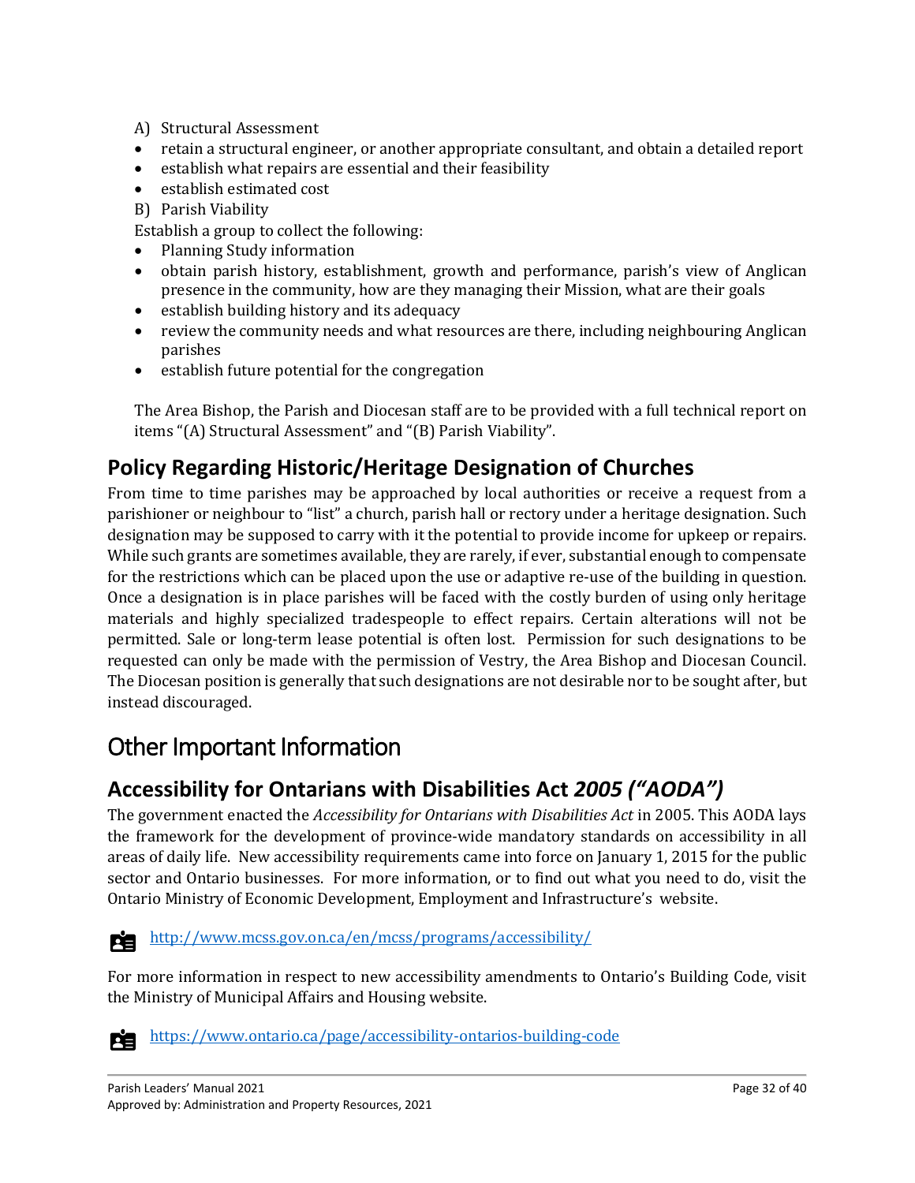A) Structural Assessment

- retain a structural engineer, or another appropriate consultant, and obtain a detailed report
- establish what repairs are essential and their feasibility
- establish estimated cost

B) Parish Viability

Establish a group to collect the following:

- Planning Study information
- obtain parish history, establishment, growth and performance, parish's view of Anglican presence in the community, how are they managing their Mission, what are their goals
- establish building history and its adequacy
- review the community needs and what resources are there, including neighbouring Anglican parishes
- establish future potential for the congregation

The Area Bishop, the Parish and Diocesan staff are to be provided with a full technical report on items "(A) Structural Assessment" and "(B) Parish Viability".

## Policy Regarding Historic/Heritage Designation of Churches

From time to time parishes may be approached by local authorities or receive a request from a parishioner or neighbour to "list" a church, parish hall or rectory under a heritage designation. Such designation may be supposed to carry with it the potential to provide income for upkeep or repairs. While such grants are sometimes available, they are rarely, if ever, substantial enough to compensate for the restrictions which can be placed upon the use or adaptive re-use of the building in question. Once a designation is in place parishes will be faced with the costly burden of using only heritage materials and highly specialized tradespeople to effect repairs. Certain alterations will not be permitted. Sale or long-term lease potential is often lost. Permission for such designations to be requested can only be made with the permission of Vestry, the Area Bishop and Diocesan Council. The Diocesan position is generally that such designations are not desirable nor to be sought after, but instead discouraged.

# Other Important Information

## Accessibility for Ontarians with Disabilities Act *2005 ("AODA")*

The government enacted the *Accessibility for Ontarians with Disabilities Act* in 2005. This AODA lays the framework for the development of province-wide mandatory standards on accessibility in all areas of daily life. New accessibility requirements came into force on January 1, 2015 for the public sector and Ontario businesses. For more information, or to find out what you need to do, visit the Ontario Ministry of Economic Development, Employment and Infrastructure's website.

http://www.mcss.gov.on.ca/en/mcss/programs/accessibility/

For more information in respect to new accessibility amendments to Ontario's Building Code, visit the Ministry of Municipal Affairs and Housing website.

https://www.ontario.ca/page/accessibility-ontarios-building-code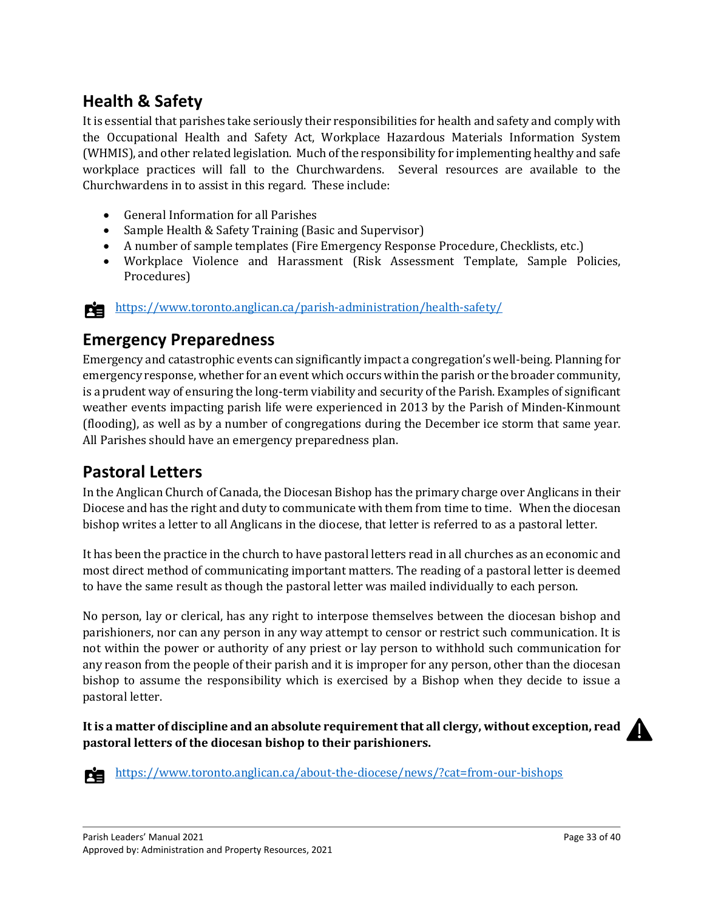## Health & Safety

It is essential that parishes take seriously their responsibilities for health and safety and comply with the Occupational Health and Safety Act, Workplace Hazardous Materials Information System (WHMIS), and other related legislation. Much of the responsibility for implementing healthy and safe workplace practices will fall to the Churchwardens. Several resources are available to the Churchwardens in to assist in this regard. These include:

- General Information for all Parishes
- Sample Health & Safety Training (Basic and Supervisor)
- A number of sample templates (Fire Emergency Response Procedure, Checklists, etc.)
- Workplace Violence and Harassment (Risk Assessment Template, Sample Policies, Procedures)

https://www.toronto.anglican.ca/parish-administration/health-safety/

## Emergency Preparedness

Emergency and catastrophic events can significantly impact a congregation's well-being. Planning for emergency response, whether for an event which occurs within the parish or the broader community, is a prudent way of ensuring the long-term viability and security of the Parish. Examples of significant weather events impacting parish life were experienced in 2013 by the Parish of Minden-Kinmount (flooding), as well as by a number of congregations during the December ice storm that same year. All Parishes should have an emergency preparedness plan.

## Pastoral Letters

In the Anglican Church of Canada, the Diocesan Bishop has the primary charge over Anglicans in their Diocese and has the right and duty to communicate with them from time to time. When the diocesan bishop writes a letter to all Anglicans in the diocese, that letter is referred to as a pastoral letter.

It has been the practice in the church to have pastoral letters read in all churches as an economic and most direct method of communicating important matters. The reading of a pastoral letter is deemed to have the same result as though the pastoral letter was mailed individually to each person.

No person, lay or clerical, has any right to interpose themselves between the diocesan bishop and parishioners, nor can any person in any way attempt to censor or restrict such communication. It is not within the power or authority of any priest or lay person to withhold such communication for any reason from the people of their parish and it is improper for any person, other than the diocesan bishop to assume the responsibility which is exercised by a Bishop when they decide to issue a pastoral letter.

**It is a matter of discipline and an absolute requirement that all clergy, without exception, read pastoral letters of the diocesan bishop to their parishioners.**

https://www.toronto.anglican.ca/about-the-diocese/news/?cat=from-our-bishops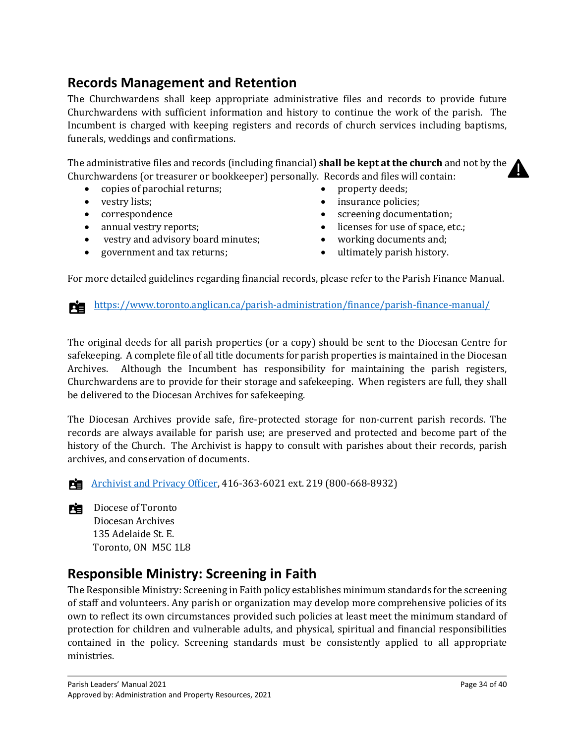## Records Management and Retention

The Churchwardens shall keep appropriate administrative files and records to provide future Churchwardens with sufficient information and history to continue the work of the parish. The Incumbent is charged with keeping registers and records of church services including baptisms, funerals, weddings and confirmations.

The administrative files and records (including financial) **shall be kept at the church** and not by the Churchwardens (or treasurer or bookkeeper) personally. Records and files will contain:

- copies of parochial returns;
- vestry lists;
- correspondence
- annual vestry reports;
- vestry and advisory board minutes;
- government and tax returns;
- property deeds;
- insurance policies;
- screening documentation;
- licenses for use of space, etc.;
- working documents and;
- ultimately parish history.

For more detailed guidelines regarding financial records, please refer to the Parish Finance Manual.

https://www.toronto.anglican.ca/parish-administration/finance/parish-finance-manual/

The original deeds for all parish properties (or a copy) should be sent to the Diocesan Centre for safekeeping. A complete file of all title documents for parish properties is maintained in the Diocesan Archives. Although the Incumbent has responsibility for maintaining the parish registers, Churchwardens are to provide for their storage and safekeeping. When registers are full, they shall be delivered to the Diocesan Archives for safekeeping.

The Diocesan Archives provide safe, fire-protected storage for non-current parish records. The records are always available for parish use; are preserved and protected and become part of the history of the Church. The Archivist is happy to consult with parishes about their records, parish archives, and conservation of documents.

Archivist and Privacy Officer, 416-363-6021 ext. 219 (800-668-8932)

Diocese of Toronto
Diocesan Archives
135 Adelaide St. E.
Toronto, ON M5C 1L8

## Responsible Ministry: Screening in Faith

The Responsible Ministry: Screening in Faith policy establishes minimum standards for the screening of staff and volunteers. Any parish or organization may develop more comprehensive policies of its own to reflect its own circumstances provided such policies at least meet the minimum standard of protection for children and vulnerable adults, and physical, spiritual and financial responsibilities contained in the policy. Screening standards must be consistently applied to all appropriate ministries.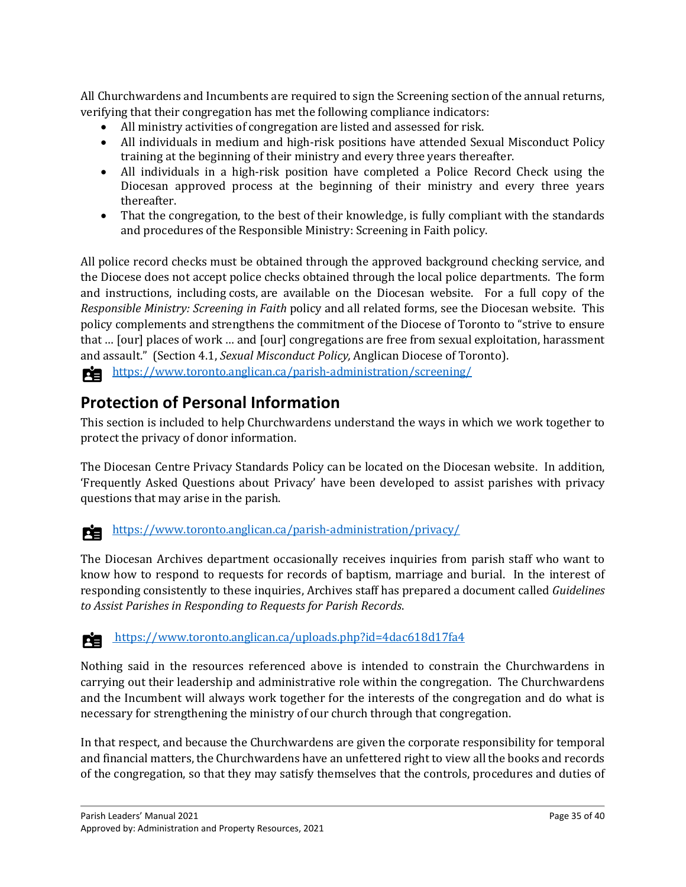All Churchwardens and Incumbents are required to sign the Screening section of the annual returns, verifying that their congregation has met the following compliance indicators:

- All ministry activities of congregation are listed and assessed for risk.
- All individuals in medium and high-risk positions have attended Sexual Misconduct Policy training at the beginning of their ministry and every three years thereafter.
- All individuals in a high-risk position have completed a Police Record Check using the Diocesan approved process at the beginning of their ministry and every three years thereafter.
- That the congregation, to the best of their knowledge, is fully compliant with the standards and procedures of the Responsible Ministry: Screening in Faith policy.

All police record checks must be obtained through the approved background checking service, and the Diocese does not accept police checks obtained through the local police departments. The form and instructions, including costs, are available on the Diocesan website. For a full copy of the *Responsible Ministry: Screening in Faith* policy and all related forms, see the Diocesan website. This policy complements and strengthens the commitment of the Diocese of Toronto to "strive to ensure that … [our] places of work … and [our] congregations are free from sexual exploitation, harassment and assault." (Section 4.1, *Sexual Misconduct Policy,* Anglican Diocese of Toronto).

https://www.toronto.anglican.ca/parish-administration/screening/

## Protection of Personal Information

This section is included to help Churchwardens understand the ways in which we work together to protect the privacy of donor information.

The Diocesan Centre Privacy Standards Policy can be located on the Diocesan website. In addition, 'Frequently Asked Questions about Privacy' have been developed to assist parishes with privacy questions that may arise in the parish.

https://www.toronto.anglican.ca/parish-administration/privacy/

The Diocesan Archives department occasionally receives inquiries from parish staff who want to know how to respond to requests for records of baptism, marriage and burial. In the interest of responding consistently to these inquiries, Archives staff has prepared a document called *Guidelines to Assist Parishes in Responding to Requests for Parish Records*.

https://www.toronto.anglican.ca/uploads.php?id=4dac618d17fa4

Nothing said in the resources referenced above is intended to constrain the Churchwardens in carrying out their leadership and administrative role within the congregation. The Churchwardens and the Incumbent will always work together for the interests of the congregation and do what is necessary for strengthening the ministry of our church through that congregation.

In that respect, and because the Churchwardens are given the corporate responsibility for temporal and financial matters, the Churchwardens have an unfettered right to view all the books and records of the congregation, so that they may satisfy themselves that the controls, procedures and duties of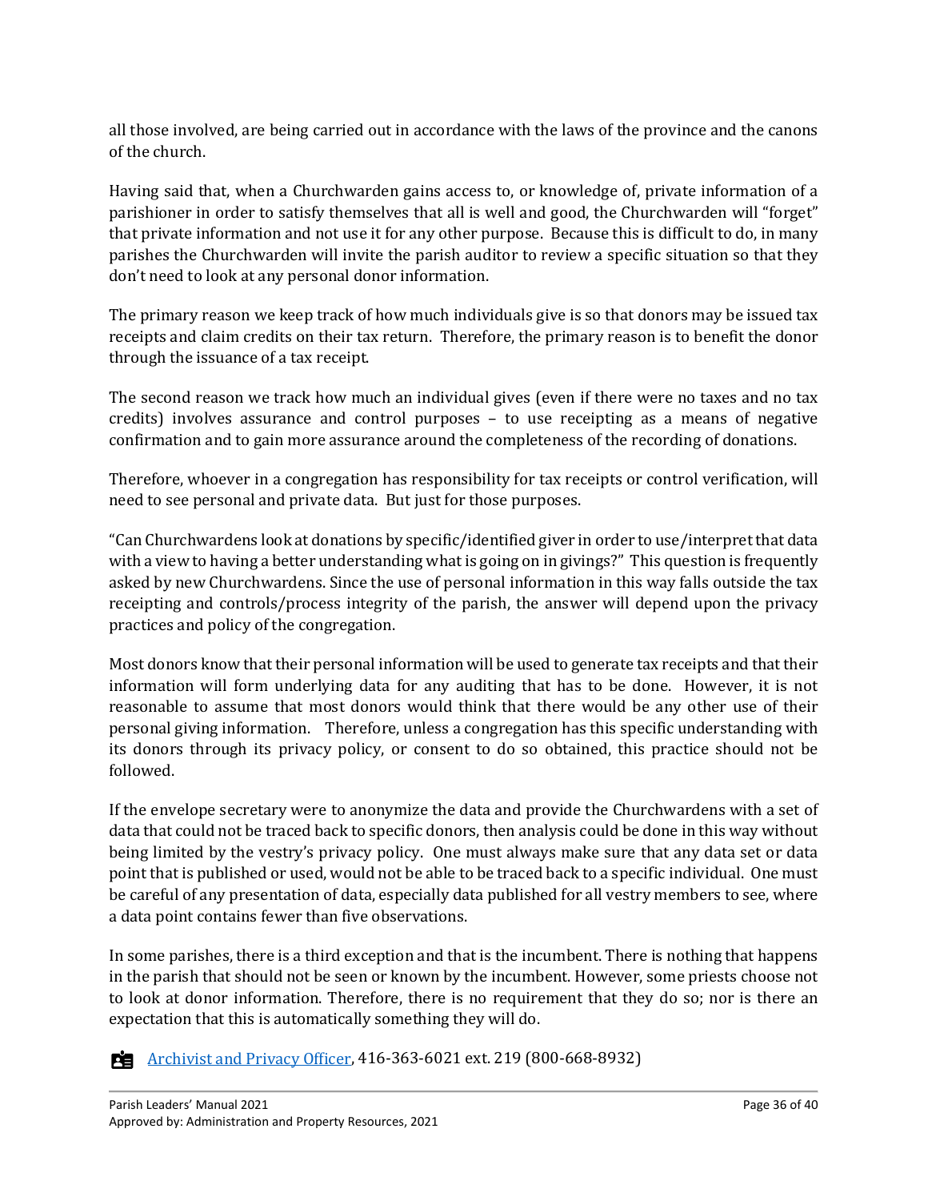all those involved, are being carried out in accordance with the laws of the province and the canons of the church.

Having said that, when a Churchwarden gains access to, or knowledge of, private information of a parishioner in order to satisfy themselves that all is well and good, the Churchwarden will "forget" that private information and not use it for any other purpose. Because this is difficult to do, in many parishes the Churchwarden will invite the parish auditor to review a specific situation so that they don't need to look at any personal donor information.

The primary reason we keep track of how much individuals give is so that donors may be issued tax receipts and claim credits on their tax return. Therefore, the primary reason is to benefit the donor through the issuance of a tax receipt.

The second reason we track how much an individual gives (even if there were no taxes and no tax credits) involves assurance and control purposes – to use receipting as a means of negative confirmation and to gain more assurance around the completeness of the recording of donations.

Therefore, whoever in a congregation has responsibility for tax receipts or control verification, will need to see personal and private data. But just for those purposes.

"Can Churchwardens look at donations by specific/identified giver in order to use/interpret that data with a view to having a better understanding what is going on in givings?" This question is frequently asked by new Churchwardens. Since the use of personal information in this way falls outside the tax receipting and controls/process integrity of the parish, the answer will depend upon the privacy practices and policy of the congregation.

Most donors know that their personal information will be used to generate tax receipts and that their information will form underlying data for any auditing that has to be done. However, it is not reasonable to assume that most donors would think that there would be any other use of their personal giving information. Therefore, unless a congregation has this specific understanding with its donors through its privacy policy, or consent to do so obtained, this practice should not be followed.

If the envelope secretary were to anonymize the data and provide the Churchwardens with a set of data that could not be traced back to specific donors, then analysis could be done in this way without being limited by the vestry's privacy policy. One must always make sure that any data set or data point that is published or used, would not be able to be traced back to a specific individual. One must be careful of any presentation of data, especially data published for all vestry members to see, where a data point contains fewer than five observations.

In some parishes, there is a third exception and that is the incumbent. There is nothing that happens in the parish that should not be seen or known by the incumbent. However, some priests choose not to look at donor information. Therefore, there is no requirement that they do so; nor is there an expectation that this is automatically something they will do.

Archivist and Privacy Officer, 416-363-6021 ext. 219 (800-668-8932)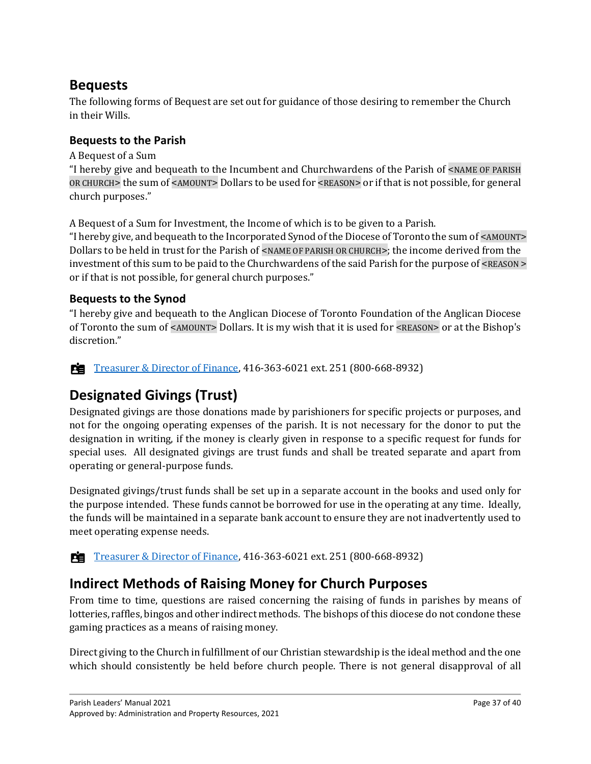## Bequests

The following forms of Bequest are set out for guidance of those desiring to remember the Church in their Wills.

### Bequests to the Parish

A Bequest of a Sum

"I hereby give and bequeath to the Incumbent and Churchwardens of the Parish of <NAME OF PARISH OR CHURCH> the sum of <AMOUNT> Dollars to be used for <REASON> or if that is not possible, for general church purposes."

A Bequest of a Sum for Investment, the Income of which is to be given to a Parish.

"I hereby give, and bequeath to the Incorporated Synod of the Diocese of Toronto the sum of <AMOUNT> Dollars to be held in trust for the Parish of <NAME OF PARISH OR CHURCH>; the income derived from the investment of this sum to be paid to the Churchwardens of the said Parish for the purpose of <REASON > or if that is not possible, for general church purposes."

### Bequests to the Synod

"I hereby give and bequeath to the Anglican Diocese of Toronto Foundation of the Anglican Diocese of Toronto the sum of <AMOUNT> Dollars. It is my wish that it is used for <REASON> or at the Bishop's discretion."

Treasurer & Director of Finance, 416-363-6021 ext. 251 (800-668-8932)

## Designated Givings (Trust)

Designated givings are those donations made by parishioners for specific projects or purposes, and not for the ongoing operating expenses of the parish. It is not necessary for the donor to put the designation in writing, if the money is clearly given in response to a specific request for funds for special uses. All designated givings are trust funds and shall be treated separate and apart from operating or general-purpose funds.

Designated givings/trust funds shall be set up in a separate account in the books and used only for the purpose intended. These funds cannot be borrowed for use in the operating at any time. Ideally, the funds will be maintained in a separate bank account to ensure they are not inadvertently used to meet operating expense needs.

Treasurer & Director of Finance, 416-363-6021 ext. 251 (800-668-8932)

## Indirect Methods of Raising Money for Church Purposes

From time to time, questions are raised concerning the raising of funds in parishes by means of lotteries, raffles, bingos and other indirect methods. The bishops of this diocese do not condone these gaming practices as a means of raising money.

Direct giving to the Church in fulfillment of our Christian stewardship is the ideal method and the one which should consistently be held before church people. There is not general disapproval of all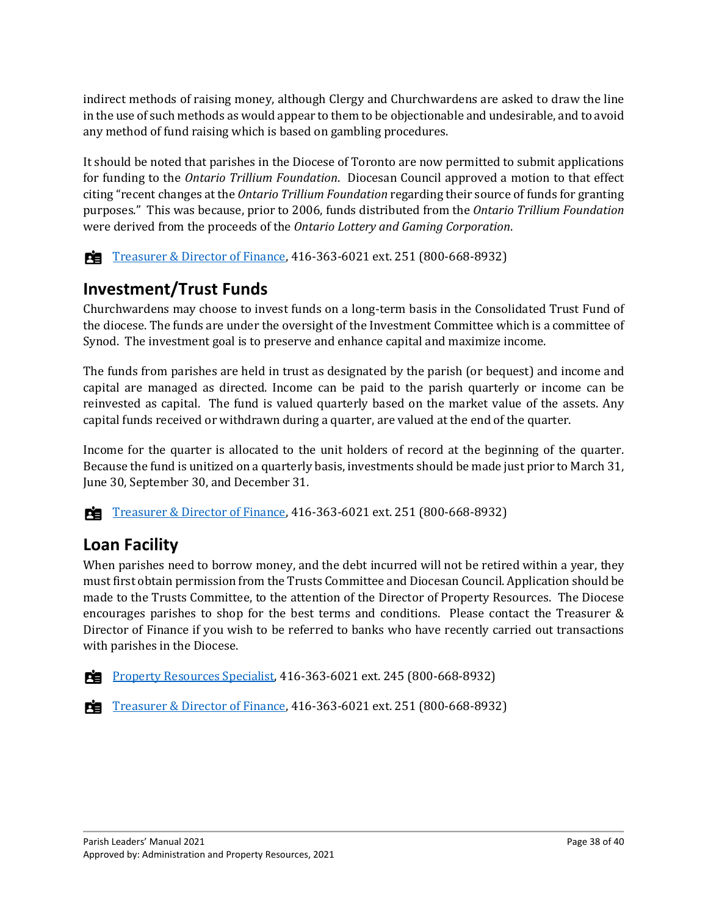indirect methods of raising money, although Clergy and Churchwardens are asked to draw the line in the use of such methods as would appear to them to be objectionable and undesirable, and to avoid any method of fund raising which is based on gambling procedures.

It should be noted that parishes in the Diocese of Toronto are now permitted to submit applications for funding to the *Ontario Trillium Foundation*. Diocesan Council approved a motion to that effect citing "recent changes at the *Ontario Trillium Foundation* regarding their source of funds for granting purposes." This was because, prior to 2006, funds distributed from the *Ontario Trillium Foundation* were derived from the proceeds of the *Ontario Lottery and Gaming Corporation*.

Treasurer & Director of Finance, 416-363-6021 ext. 251 (800-668-8932)

## Investment/Trust Funds

Churchwardens may choose to invest funds on a long-term basis in the Consolidated Trust Fund of the diocese. The funds are under the oversight of the Investment Committee which is a committee of Synod. The investment goal is to preserve and enhance capital and maximize income.

The funds from parishes are held in trust as designated by the parish (or bequest) and income and capital are managed as directed. Income can be paid to the parish quarterly or income can be reinvested as capital. The fund is valued quarterly based on the market value of the assets. Any capital funds received or withdrawn during a quarter, are valued at the end of the quarter.

Income for the quarter is allocated to the unit holders of record at the beginning of the quarter. Because the fund is unitized on a quarterly basis, investments should be made just prior to March 31, June 30, September 30, and December 31.

Treasurer & Director of Finance, 416-363-6021 ext. 251 (800-668-8932)

## Loan Facility

When parishes need to borrow money, and the debt incurred will not be retired within a year, they must first obtain permission from the Trusts Committee and Diocesan Council. Application should be made to the Trusts Committee, to the attention of the Director of Property Resources. The Diocese encourages parishes to shop for the best terms and conditions. Please contact the Treasurer & Director of Finance if you wish to be referred to banks who have recently carried out transactions with parishes in the Diocese.

Property Resources Specialist, 416-363-6021 ext. 245 (800-668-8932)

Treasurer & Director of Finance, 416-363-6021 ext. 251 (800-668-8932)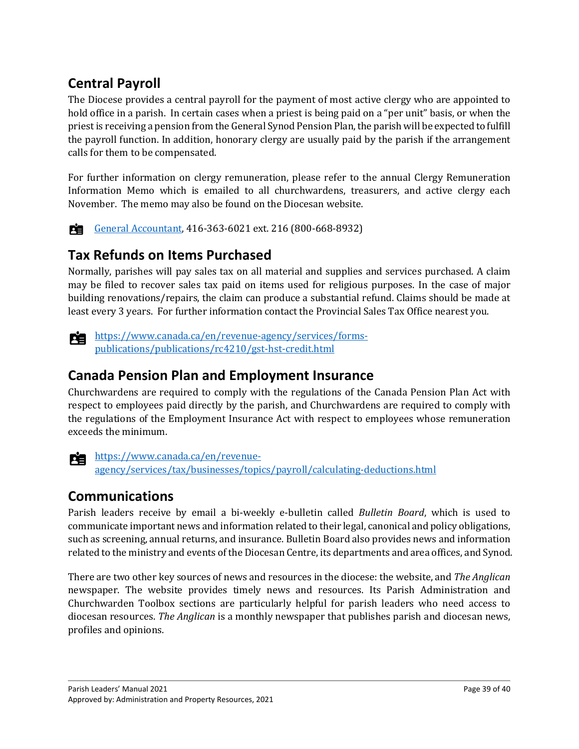## Central Payroll

The Diocese provides a central payroll for the payment of most active clergy who are appointed to hold office in a parish. In certain cases when a priest is being paid on a "per unit" basis, or when the priest is receiving a pension from the General Synod Pension Plan, the parish will be expected to fulfill the payroll function. In addition, honorary clergy are usually paid by the parish if the arrangement calls for them to be compensated.

For further information on clergy remuneration, please refer to the annual Clergy Remuneration Information Memo which is emailed to all churchwardens, treasurers, and active clergy each November. The memo may also be found on the Diocesan website.

[General Accountant](), 416-363-6021 ext. 216 (800-668-8932)

## Tax Refunds on Items Purchased

Normally, parishes will pay sales tax on all material and supplies and services purchased. A claim may be filed to recover sales tax paid on items used for religious purposes. In the case of major building renovations/repairs, the claim can produce a substantial refund. Claims should be made at least every 3 years. For further information contact the Provincial Sales Tax Office nearest you.

[https://www.canada.ca/en/revenue-agency/services/forms-publications/publications/rc4210/gst-hst-credit.html](https://www.canada.ca/en/revenue-agency/services/forms-publications/publications/rc4210/gst-hst-credit.html)

## Canada Pension Plan and Employment Insurance

Churchwardens are required to comply with the regulations of the Canada Pension Plan Act with respect to employees paid directly by the parish, and Churchwardens are required to comply with the regulations of the Employment Insurance Act with respect to employees whose remuneration exceeds the minimum.

[https://www.canada.ca/en/revenue-agency/services/tax/businesses/topics/payroll/calculating-deductions.html](https://www.canada.ca/en/revenue-agency/services/tax/businesses/topics/payroll/calculating-deductions.html)

## Communications

Parish leaders receive by email a bi-weekly e-bulletin called *Bulletin Board*, which is used to communicate important news and information related to their legal, canonical and policy obligations, such as screening, annual returns, and insurance. Bulletin Board also provides news and information related to the ministry and events of the Diocesan Centre, its departments and area offices, and Synod.

There are two other key sources of news and resources in the diocese: the website, and *The Anglican* newspaper. The website provides timely news and resources. Its Parish Administration and Churchwarden Toolbox sections are particularly helpful for parish leaders who need access to diocesan resources. *The Anglican* is a monthly newspaper that publishes parish and diocesan news, profiles and opinions.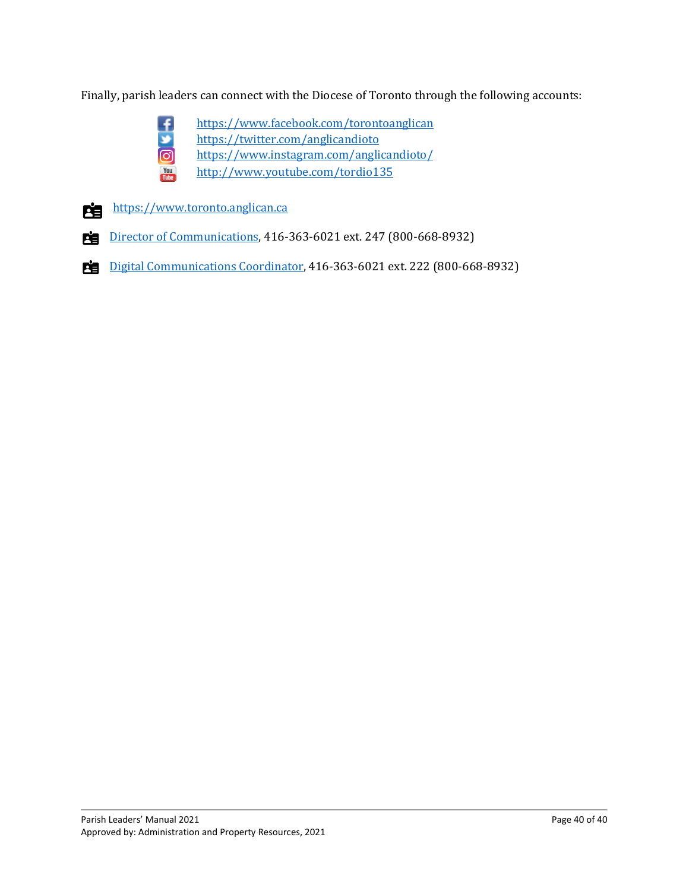Finally, parish leaders can connect with the Diocese of Toronto through the following accounts:

- https://www.facebook.com/torontoanglican
- https://twitter.com/anglicandioto
- https://www.instagram.com/anglicandioto/
- http://www.youtube.com/tordio135

https://www.toronto.anglican.ca

Director of Communications, 416-363-6021 ext. 247 (800-668-8932)

Digital Communications Coordinator, 416-363-6021 ext. 222 (800-668-8932)